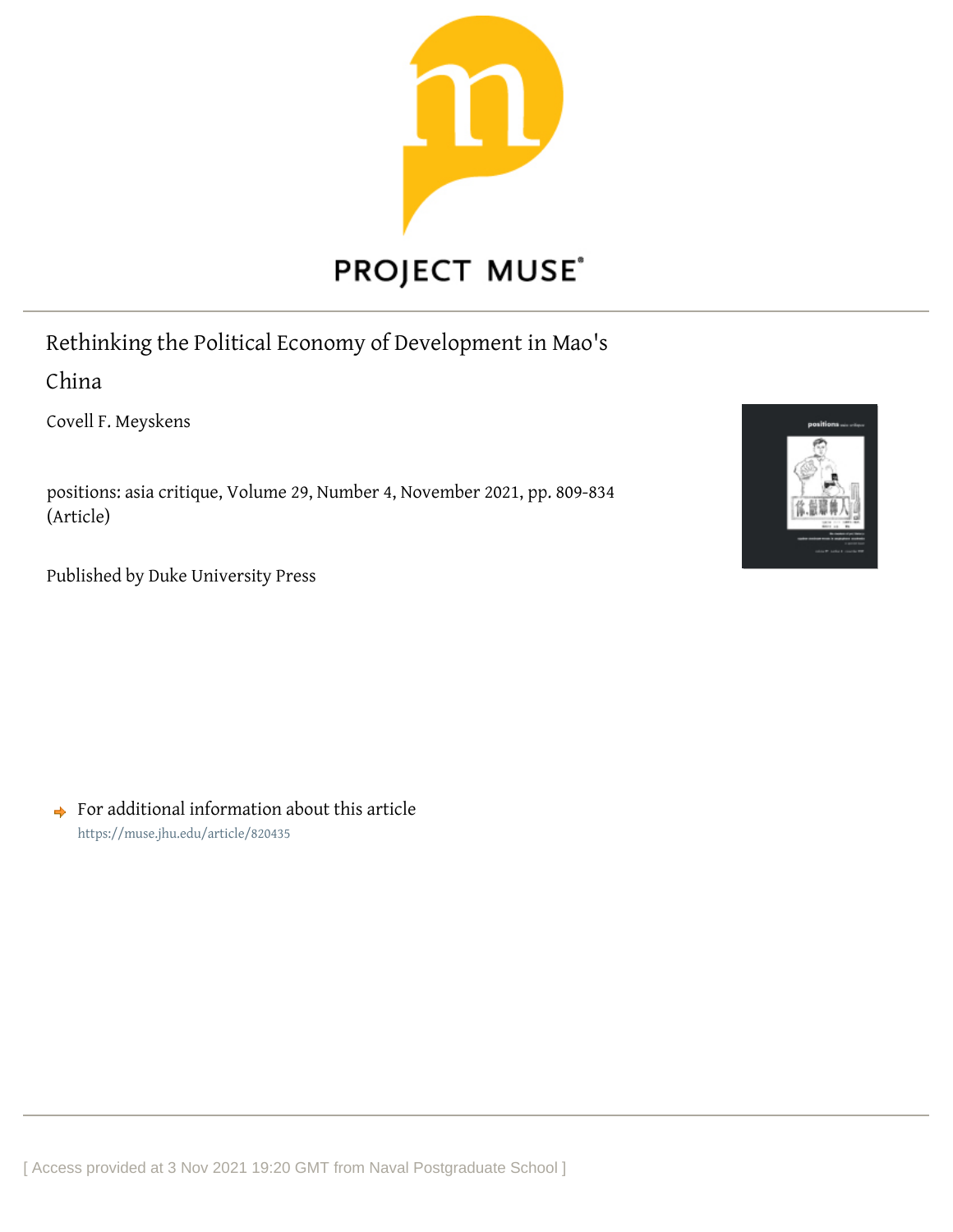PROJECT MUSE®

# Rethinking the Political Economy of Development in Mao's China

Covell F. Meyskens

positions: asia critique, Volume 29, Number 4, November 2021, pp. 809-834 (Article)

Published by Duke University Press

For additional information about this article
https://muse.jhu.edu/article/820435

[ Access provided at 3 Nov 2021 19:20 GMT from Naval Postgraduate School ]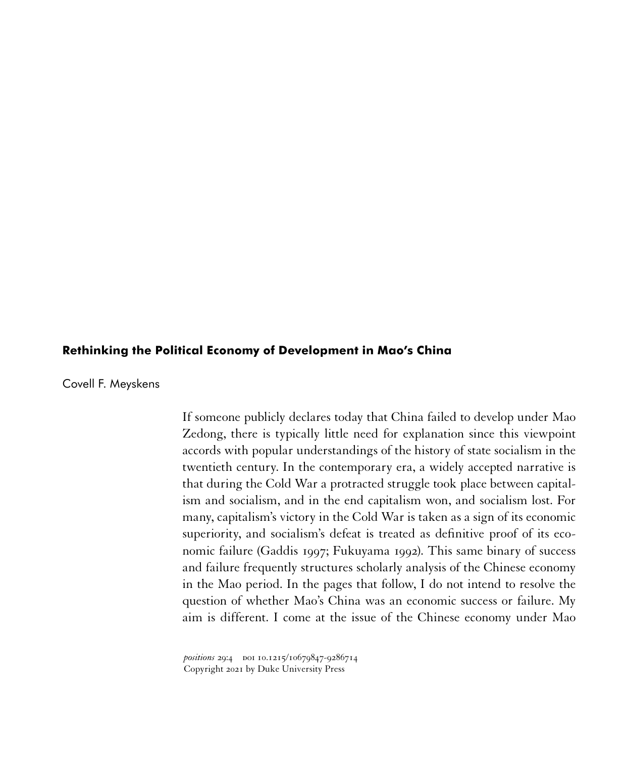# Rethinking the Political Economy of Development in Mao's China

Covell F. Meyskens

If someone publicly declares today that China failed to develop under Mao Zedong, there is typically little need for explanation since this viewpoint accords with popular understandings of the history of state socialism in the twentieth century. In the contemporary era, a widely accepted narrative is that during the Cold War a protracted struggle took place between capitalism and socialism, and in the end capitalism won, and socialism lost. For many, capitalism's victory in the Cold War is taken as a sign of its economic superiority, and socialism's defeat is treated as definitive proof of its economic failure (Gaddis 1997; Fukuyama 1992). This same binary of success and failure frequently structures scholarly analysis of the Chinese economy in the Mao period. In the pages that follow, I do not intend to resolve the question of whether Mao's China was an economic success or failure. My aim is different. I come at the issue of the Chinese economy under Mao

*positions* 29:4 DOI 10.1215/10679847-9286714
Copyright 2021 by Duke University Press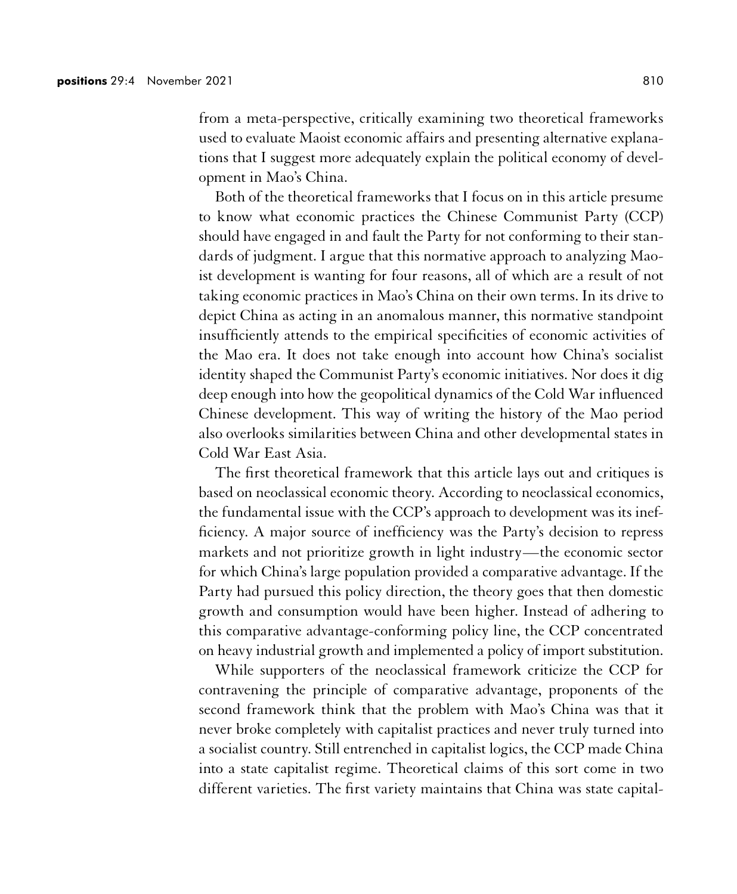from a meta-perspective, critically examining two theoretical frameworks used to evaluate Maoist economic affairs and presenting alternative explanations that I suggest more adequately explain the political economy of development in Mao's China.

Both of the theoretical frameworks that I focus on in this article presume to know what economic practices the Chinese Communist Party (CCP) should have engaged in and fault the Party for not conforming to their standards of judgment. I argue that this normative approach to analyzing Maoist development is wanting for four reasons, all of which are a result of not taking economic practices in Mao's China on their own terms. In its drive to depict China as acting in an anomalous manner, this normative standpoint insufficiently attends to the empirical specificities of economic activities of the Mao era. It does not take enough into account how China's socialist identity shaped the Communist Party's economic initiatives. Nor does it dig deep enough into how the geopolitical dynamics of the Cold War influenced Chinese development. This way of writing the history of the Mao period also overlooks similarities between China and other developmental states in Cold War East Asia.

The first theoretical framework that this article lays out and critiques is based on neoclassical economic theory. According to neoclassical economics, the fundamental issue with the CCP's approach to development was its inefficiency. A major source of inefficiency was the Party's decision to repress markets and not prioritize growth in light industry—the economic sector for which China's large population provided a comparative advantage. If the Party had pursued this policy direction, the theory goes that then domestic growth and consumption would have been higher. Instead of adhering to this comparative advantage-conforming policy line, the CCP concentrated on heavy industrial growth and implemented a policy of import substitution.

While supporters of the neoclassical framework criticize the CCP for contravening the principle of comparative advantage, proponents of the second framework think that the problem with Mao's China was that it never broke completely with capitalist practices and never truly turned into a socialist country. Still entrenched in capitalist logics, the CCP made China into a state capitalist regime. Theoretical claims of this sort come in two different varieties. The first variety maintains that China was state capital-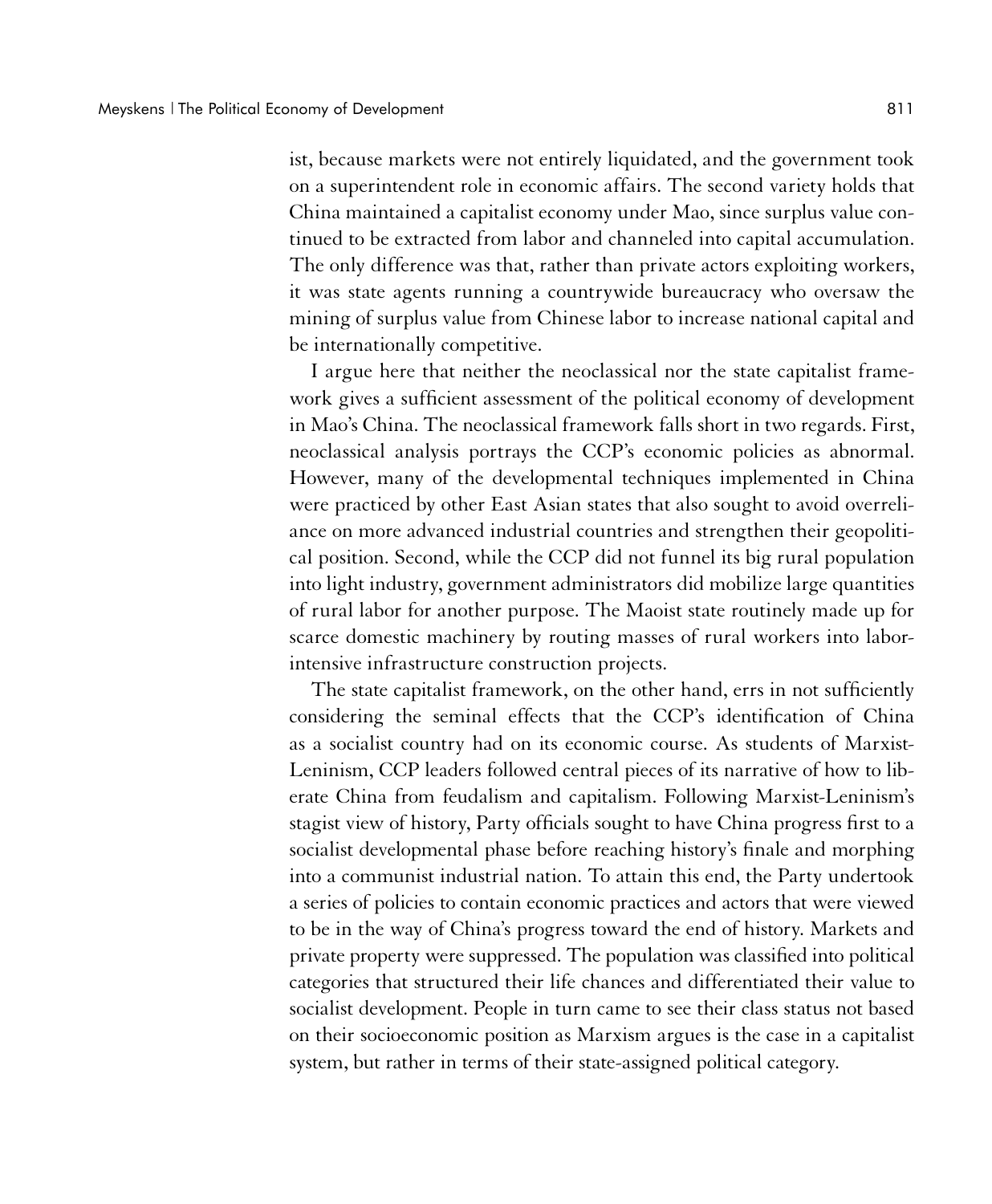ist, because markets were not entirely liquidated, and the government took on a superintendent role in economic affairs. The second variety holds that China maintained a capitalist economy under Mao, since surplus value continued to be extracted from labor and channeled into capital accumulation. The only difference was that, rather than private actors exploiting workers, it was state agents running a countrywide bureaucracy who oversaw the mining of surplus value from Chinese labor to increase national capital and be internationally competitive.

I argue here that neither the neoclassical nor the state capitalist framework gives a sufficient assessment of the political economy of development in Mao's China. The neoclassical framework falls short in two regards. First, neoclassical analysis portrays the CCP's economic policies as abnormal. However, many of the developmental techniques implemented in China were practiced by other East Asian states that also sought to avoid overreliance on more advanced industrial countries and strengthen their geopolitical position. Second, while the CCP did not funnel its big rural population into light industry, government administrators did mobilize large quantities of rural labor for another purpose. The Maoist state routinely made up for scarce domestic machinery by routing masses of rural workers into labor-intensive infrastructure construction projects.

The state capitalist framework, on the other hand, errs in not sufficiently considering the seminal effects that the CCP's identification of China as a socialist country had on its economic course. As students of Marxist-Leninism, CCP leaders followed central pieces of its narrative of how to liberate China from feudalism and capitalism. Following Marxist-Leninism's stagist view of history, Party officials sought to have China progress first to a socialist developmental phase before reaching history's finale and morphing into a communist industrial nation. To attain this end, the Party undertook a series of policies to contain economic practices and actors that were viewed to be in the way of China's progress toward the end of history. Markets and private property were suppressed. The population was classified into political categories that structured their life chances and differentiated their value to socialist development. People in turn came to see their class status not based on their socioeconomic position as Marxism argues is the case in a capitalist system, but rather in terms of their state-assigned political category.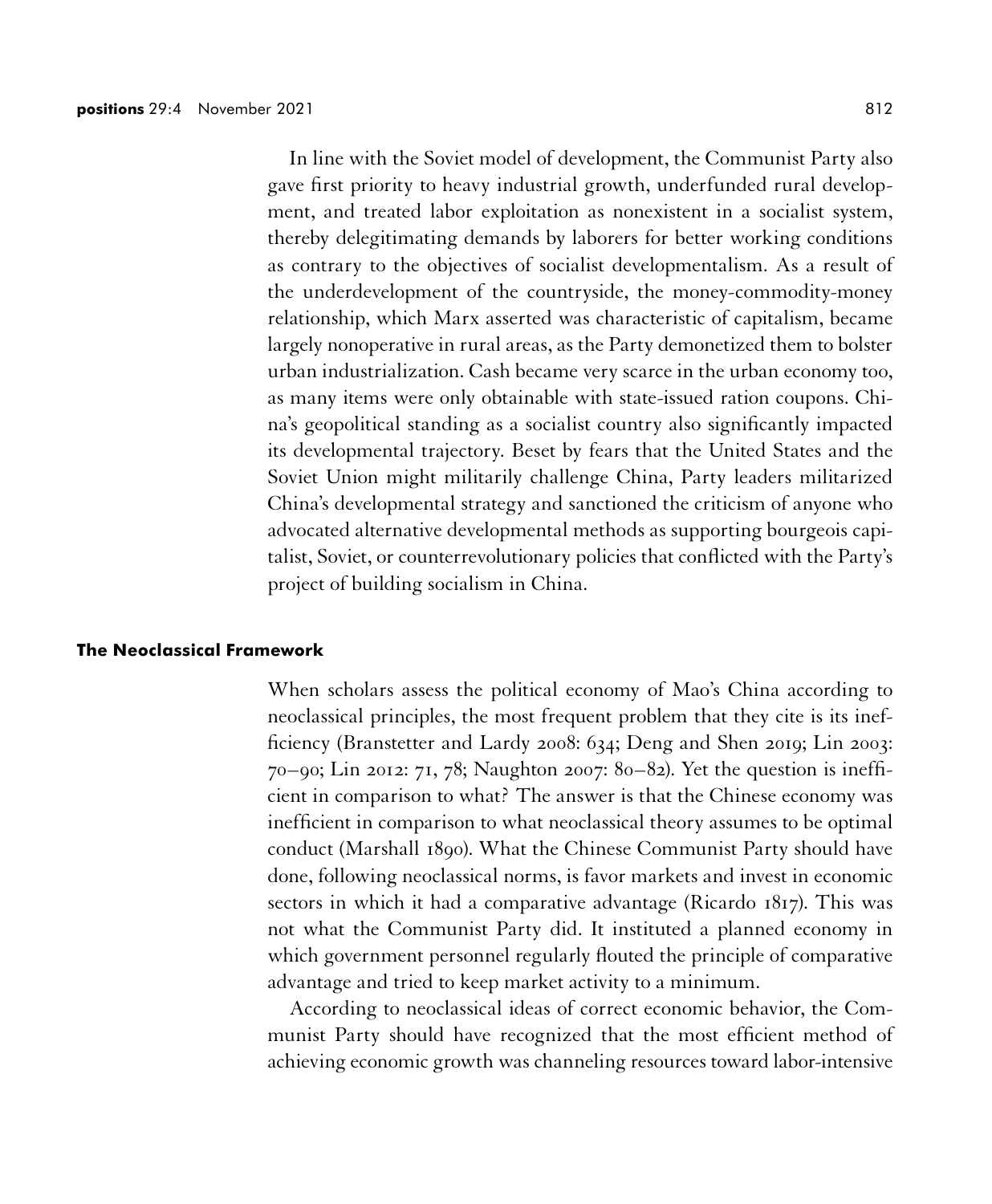In line with the Soviet model of development, the Communist Party also gave first priority to heavy industrial growth, underfunded rural development, and treated labor exploitation as nonexistent in a socialist system, thereby delegitimating demands by laborers for better working conditions as contrary to the objectives of socialist developmentalism. As a result of the underdevelopment of the countryside, the money-commodity-money relationship, which Marx asserted was characteristic of capitalism, became largely nonoperative in rural areas, as the Party demonetized them to bolster urban industrialization. Cash became very scarce in the urban economy too, as many items were only obtainable with state-issued ration coupons. China's geopolitical standing as a socialist country also significantly impacted its developmental trajectory. Beset by fears that the United States and the Soviet Union might militarily challenge China, Party leaders militarized China's developmental strategy and sanctioned the criticism of anyone who advocated alternative developmental methods as supporting bourgeois capitalist, Soviet, or counterrevolutionary policies that conflicted with the Party's project of building socialism in China.

## The Neoclassical Framework

When scholars assess the political economy of Mao's China according to neoclassical principles, the most frequent problem that they cite is its inefficiency (Branstetter and Lardy 2008: 634; Deng and Shen 2019; Lin 2003: 70–90; Lin 2012: 71, 78; Naughton 2007: 80–82). Yet the question is inefficient in comparison to what? The answer is that the Chinese economy was inefficient in comparison to what neoclassical theory assumes to be optimal conduct (Marshall 1890). What the Chinese Communist Party should have done, following neoclassical norms, is favor markets and invest in economic sectors in which it had a comparative advantage (Ricardo 1817). This was not what the Communist Party did. It instituted a planned economy in which government personnel regularly flouted the principle of comparative advantage and tried to keep market activity to a minimum.

According to neoclassical ideas of correct economic behavior, the Communist Party should have recognized that the most efficient method of achieving economic growth was channeling resources toward labor-intensive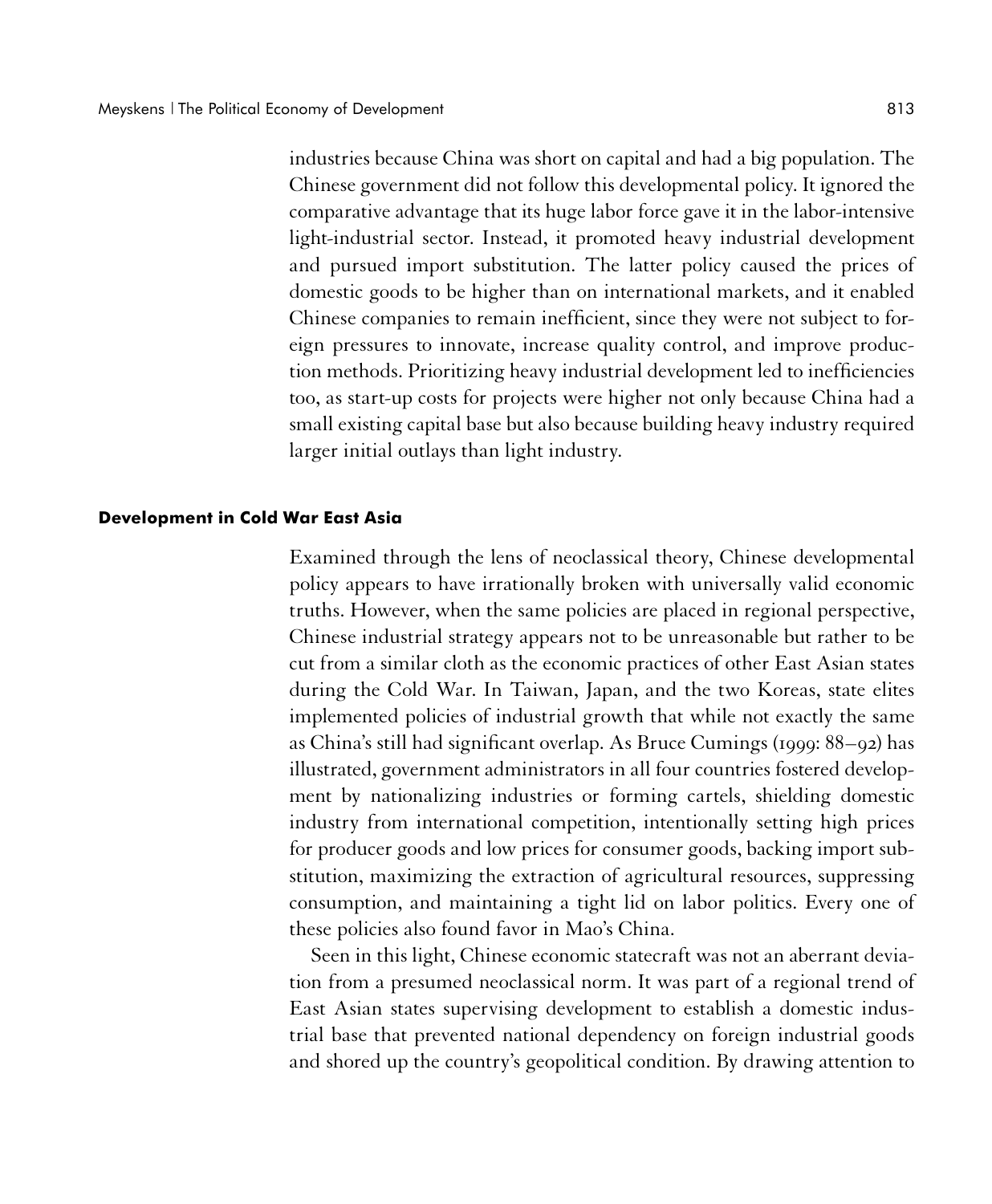industries because China was short on capital and had a big population. The Chinese government did not follow this developmental policy. It ignored the comparative advantage that its huge labor force gave it in the labor-intensive light-industrial sector. Instead, it promoted heavy industrial development and pursued import substitution. The latter policy caused the prices of domestic goods to be higher than on international markets, and it enabled Chinese companies to remain inefficient, since they were not subject to foreign pressures to innovate, increase quality control, and improve production methods. Prioritizing heavy industrial development led to inefficiencies too, as start-up costs for projects were higher not only because China had a small existing capital base but also because building heavy industry required larger initial outlays than light industry.

## Development in Cold War East Asia

Examined through the lens of neoclassical theory, Chinese developmental policy appears to have irrationally broken with universally valid economic truths. However, when the same policies are placed in regional perspective, Chinese industrial strategy appears not to be unreasonable but rather to be cut from a similar cloth as the economic practices of other East Asian states during the Cold War. In Taiwan, Japan, and the two Koreas, state elites implemented policies of industrial growth that while not exactly the same as China's still had significant overlap. As Bruce Cumings (1999: 88–92) has illustrated, government administrators in all four countries fostered development by nationalizing industries or forming cartels, shielding domestic industry from international competition, intentionally setting high prices for producer goods and low prices for consumer goods, backing import substitution, maximizing the extraction of agricultural resources, suppressing consumption, and maintaining a tight lid on labor politics. Every one of these policies also found favor in Mao's China.

Seen in this light, Chinese economic statecraft was not an aberrant deviation from a presumed neoclassical norm. It was part of a regional trend of East Asian states supervising development to establish a domestic industrial base that prevented national dependency on foreign industrial goods and shored up the country's geopolitical condition. By drawing attention to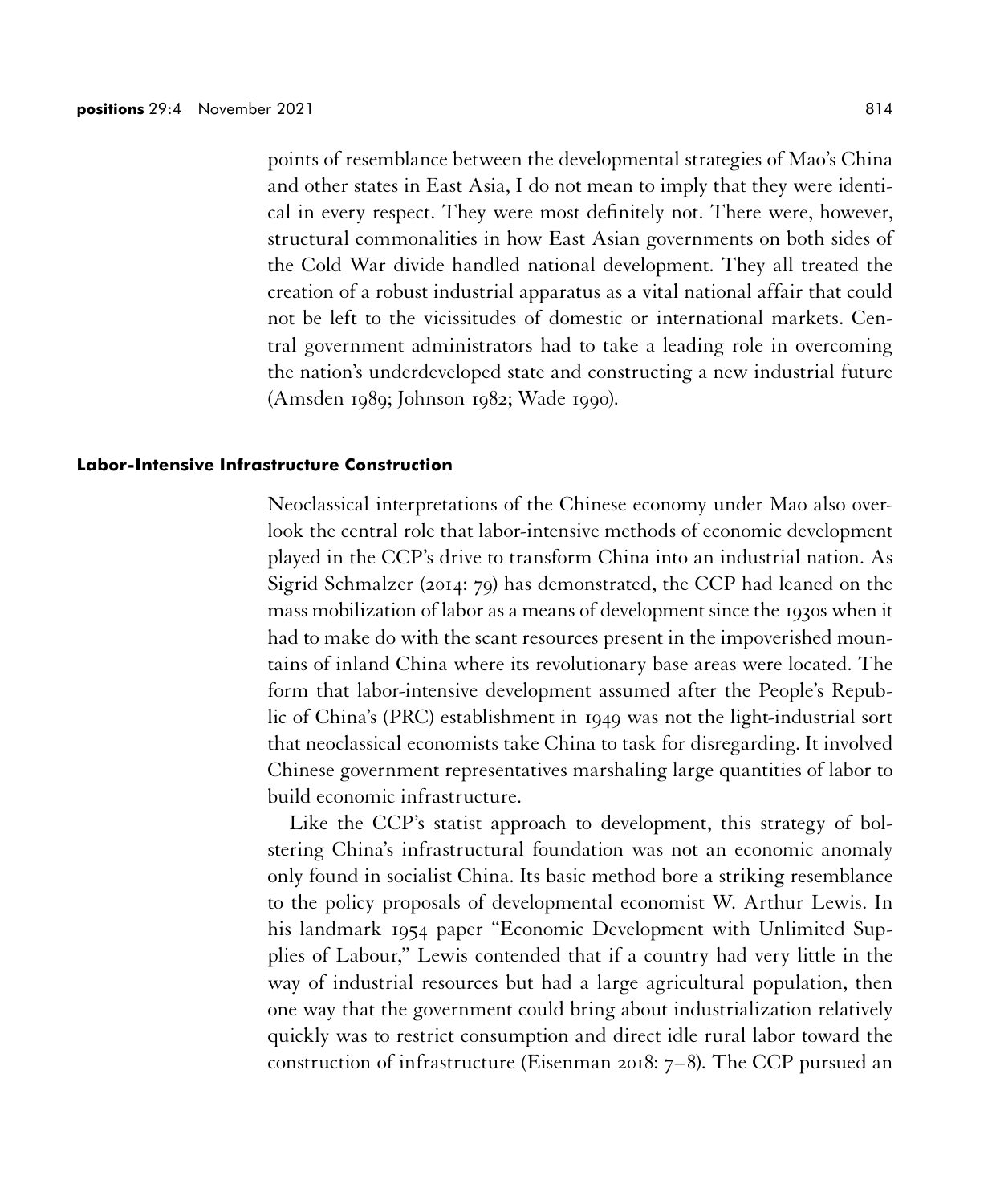points of resemblance between the developmental strategies of Mao's China and other states in East Asia, I do not mean to imply that they were identical in every respect. They were most definitely not. There were, however, structural commonalities in how East Asian governments on both sides of the Cold War divide handled national development. They all treated the creation of a robust industrial apparatus as a vital national affair that could not be left to the vicissitudes of domestic or international markets. Central government administrators had to take a leading role in overcoming the nation's underdeveloped state and constructing a new industrial future (Amsden 1989; Johnson 1982; Wade 1990).

## Labor-Intensive Infrastructure Construction

Neoclassical interpretations of the Chinese economy under Mao also overlook the central role that labor-intensive methods of economic development played in the CCP's drive to transform China into an industrial nation. As Sigrid Schmalzer (2014: 79) has demonstrated, the CCP had leaned on the mass mobilization of labor as a means of development since the 1930s when it had to make do with the scant resources present in the impoverished mountains of inland China where its revolutionary base areas were located. The form that labor-intensive development assumed after the People's Republic of China's (PRC) establishment in 1949 was not the light-industrial sort that neoclassical economists take China to task for disregarding. It involved Chinese government representatives marshaling large quantities of labor to build economic infrastructure.

Like the CCP's statist approach to development, this strategy of bolstering China's infrastructural foundation was not an economic anomaly only found in socialist China. Its basic method bore a striking resemblance to the policy proposals of developmental economist W. Arthur Lewis. In his landmark 1954 paper "Economic Development with Unlimited Supplies of Labour," Lewis contended that if a country had very little in the way of industrial resources but had a large agricultural population, then one way that the government could bring about industrialization relatively quickly was to restrict consumption and direct idle rural labor toward the construction of infrastructure (Eisenman 2018: 7–8). The CCP pursued an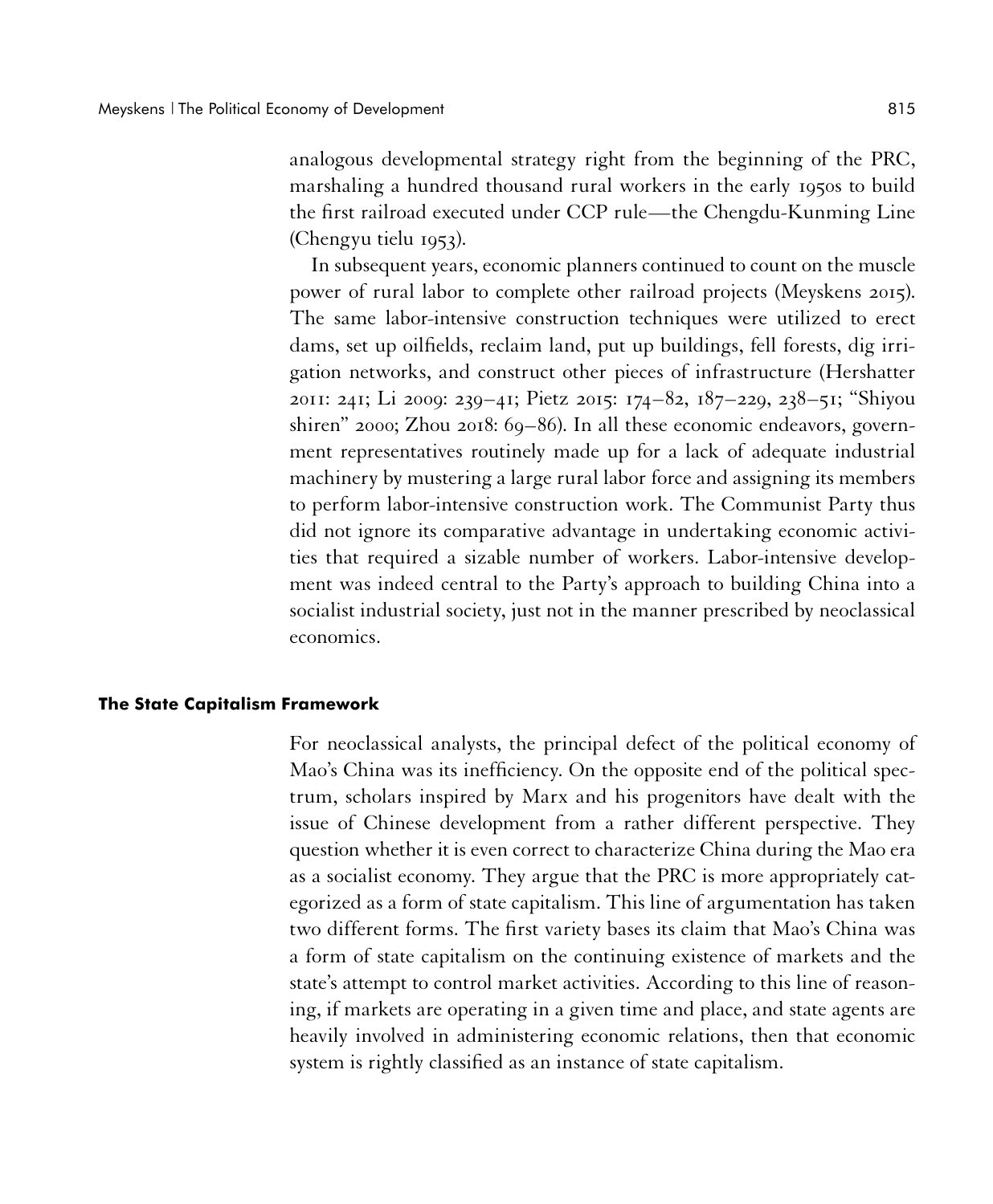analogous developmental strategy right from the beginning of the PRC, marshaling a hundred thousand rural workers in the early 1950s to build the first railroad executed under CCP rule—the Chengdu-Kunming Line (Chengyu tielu 1953).

In subsequent years, economic planners continued to count on the muscle power of rural labor to complete other railroad projects (Meyskens 2015). The same labor-intensive construction techniques were utilized to erect dams, set up oilfields, reclaim land, put up buildings, fell forests, dig irrigation networks, and construct other pieces of infrastructure (Hershatter 2011: 241; Li 2009: 239–41; Pietz 2015: 174–82, 187–229, 238–51; "Shiyou shiren" 2000; Zhou 2018: 69–86). In all these economic endeavors, government representatives routinely made up for a lack of adequate industrial machinery by mustering a large rural labor force and assigning its members to perform labor-intensive construction work. The Communist Party thus did not ignore its comparative advantage in undertaking economic activities that required a sizable number of workers. Labor-intensive development was indeed central to the Party's approach to building China into a socialist industrial society, just not in the manner prescribed by neoclassical economics.

## The State Capitalism Framework

For neoclassical analysts, the principal defect of the political economy of Mao's China was its inefficiency. On the opposite end of the political spectrum, scholars inspired by Marx and his progenitors have dealt with the issue of Chinese development from a rather different perspective. They question whether it is even correct to characterize China during the Mao era as a socialist economy. They argue that the PRC is more appropriately categorized as a form of state capitalism. This line of argumentation has taken two different forms. The first variety bases its claim that Mao's China was a form of state capitalism on the continuing existence of markets and the state's attempt to control market activities. According to this line of reasoning, if markets are operating in a given time and place, and state agents are heavily involved in administering economic relations, then that economic system is rightly classified as an instance of state capitalism.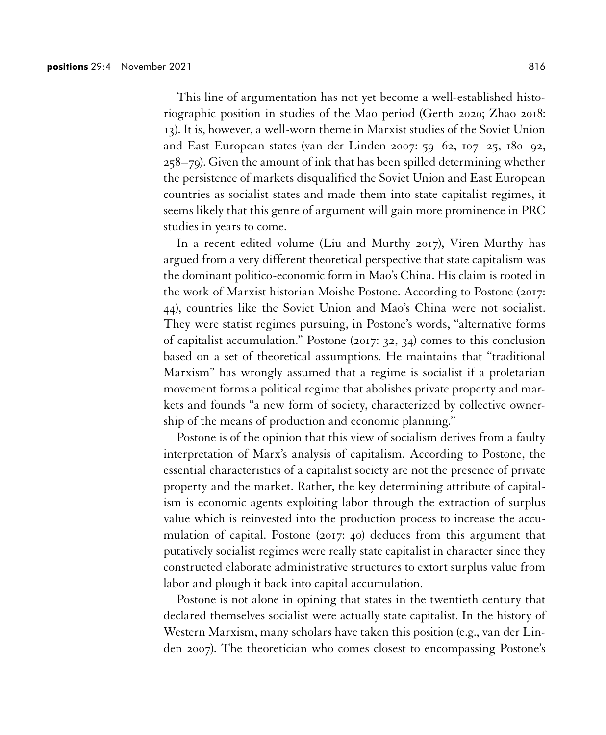This line of argumentation has not yet become a well-established historiographic position in studies of the Mao period (Gerth 2020; Zhao 2018: 13). It is, however, a well-worn theme in Marxist studies of the Soviet Union and East European states (van der Linden 2007: 59–62, 107–25, 180–92, 258–79). Given the amount of ink that has been spilled determining whether the persistence of markets disqualified the Soviet Union and East European countries as socialist states and made them into state capitalist regimes, it seems likely that this genre of argument will gain more prominence in PRC studies in years to come.

In a recent edited volume (Liu and Murthy 2017), Viren Murthy has argued from a very different theoretical perspective that state capitalism was the dominant politico-economic form in Mao's China. His claim is rooted in the work of Marxist historian Moishe Postone. According to Postone (2017: 44), countries like the Soviet Union and Mao's China were not socialist. They were statist regimes pursuing, in Postone's words, "alternative forms of capitalist accumulation." Postone (2017: 32, 34) comes to this conclusion based on a set of theoretical assumptions. He maintains that "traditional Marxism" has wrongly assumed that a regime is socialist if a proletarian movement forms a political regime that abolishes private property and markets and founds "a new form of society, characterized by collective ownership of the means of production and economic planning."

Postone is of the opinion that this view of socialism derives from a faulty interpretation of Marx's analysis of capitalism. According to Postone, the essential characteristics of a capitalist society are not the presence of private property and the market. Rather, the key determining attribute of capitalism is economic agents exploiting labor through the extraction of surplus value which is reinvested into the production process to increase the accumulation of capital. Postone (2017: 40) deduces from this argument that putatively socialist regimes were really state capitalist in character since they constructed elaborate administrative structures to extort surplus value from labor and plough it back into capital accumulation.

Postone is not alone in opining that states in the twentieth century that declared themselves socialist were actually state capitalist. In the history of Western Marxism, many scholars have taken this position (e.g., van der Linden 2007). The theoretician who comes closest to encompassing Postone's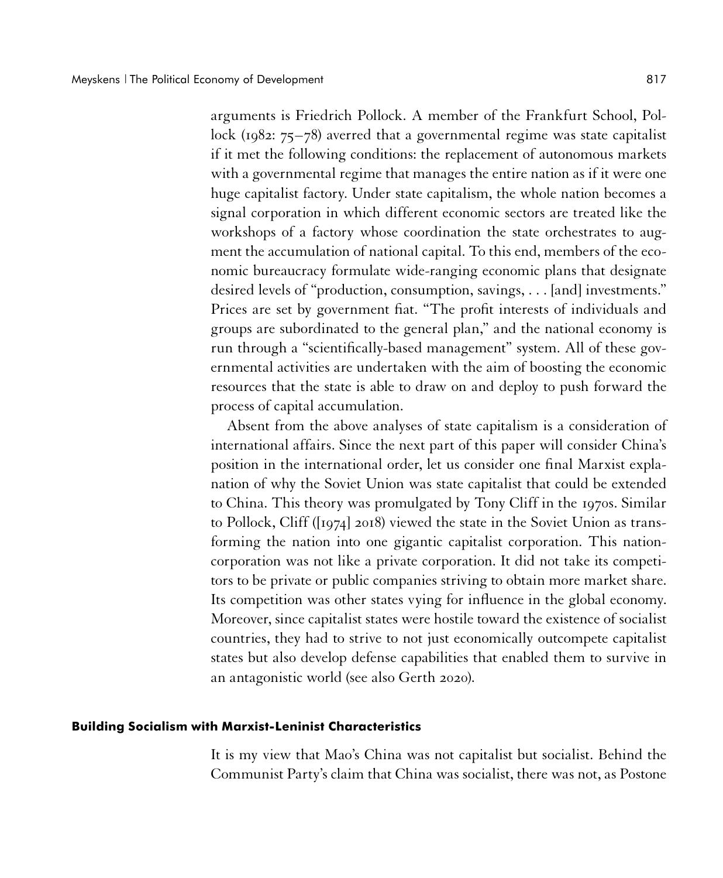arguments is Friedrich Pollock. A member of the Frankfurt School, Pollock (1982: 75–78) averred that a governmental regime was state capitalist if it met the following conditions: the replacement of autonomous markets with a governmental regime that manages the entire nation as if it were one huge capitalist factory. Under state capitalism, the whole nation becomes a signal corporation in which different economic sectors are treated like the workshops of a factory whose coordination the state orchestrates to augment the accumulation of national capital. To this end, members of the economic bureaucracy formulate wide-ranging economic plans that designate desired levels of "production, consumption, savings, . . . [and] investments." Prices are set by government fiat. "The profit interests of individuals and groups are subordinated to the general plan," and the national economy is run through a "scientifically-based management" system. All of these governmental activities are undertaken with the aim of boosting the economic resources that the state is able to draw on and deploy to push forward the process of capital accumulation.

Absent from the above analyses of state capitalism is a consideration of international affairs. Since the next part of this paper will consider China's position in the international order, let us consider one final Marxist explanation of why the Soviet Union was state capitalist that could be extended to China. This theory was promulgated by Tony Cliff in the 1970s. Similar to Pollock, Cliff ([1974] 2018) viewed the state in the Soviet Union as transforming the nation into one gigantic capitalist corporation. This nation-corporation was not like a private corporation. It did not take its competitors to be private or public companies striving to obtain more market share. Its competition was other states vying for influence in the global economy. Moreover, since capitalist states were hostile toward the existence of socialist countries, they had to strive to not just economically outcompete capitalist states but also develop defense capabilities that enabled them to survive in an antagonistic world (see also Gerth 2020).

## Building Socialism with Marxist-Leninist Characteristics

It is my view that Mao's China was not capitalist but socialist. Behind the Communist Party's claim that China was socialist, there was not, as Postone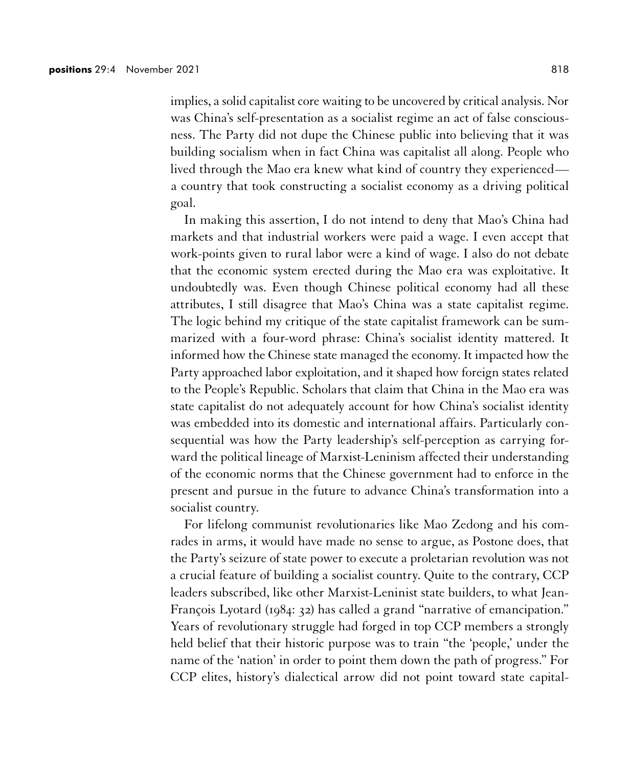implies, a solid capitalist core waiting to be uncovered by critical analysis. Nor was China's self-presentation as a socialist regime an act of false consciousness. The Party did not dupe the Chinese public into believing that it was building socialism when in fact China was capitalist all along. People who lived through the Mao era knew what kind of country they experienced—a country that took constructing a socialist economy as a driving political goal.

In making this assertion, I do not intend to deny that Mao's China had markets and that industrial workers were paid a wage. I even accept that work-points given to rural labor were a kind of wage. I also do not debate that the economic system erected during the Mao era was exploitative. It undoubtedly was. Even though Chinese political economy had all these attributes, I still disagree that Mao's China was a state capitalist regime. The logic behind my critique of the state capitalist framework can be summarized with a four-word phrase: China's socialist identity mattered. It informed how the Chinese state managed the economy. It impacted how the Party approached labor exploitation, and it shaped how foreign states related to the People's Republic. Scholars that claim that China in the Mao era was state capitalist do not adequately account for how China's socialist identity was embedded into its domestic and international affairs. Particularly consequential was how the Party leadership's self-perception as carrying forward the political lineage of Marxist-Leninism affected their understanding of the economic norms that the Chinese government had to enforce in the present and pursue in the future to advance China's transformation into a socialist country.

For lifelong communist revolutionaries like Mao Zedong and his comrades in arms, it would have made no sense to argue, as Postone does, that the Party's seizure of state power to execute a proletarian revolution was not a crucial feature of building a socialist country. Quite to the contrary, CCP leaders subscribed, like other Marxist-Leninist state builders, to what Jean-François Lyotard (1984: 32) has called a grand "narrative of emancipation." Years of revolutionary struggle had forged in top CCP members a strongly held belief that their historic purpose was to train "the 'people,' under the name of the 'nation' in order to point them down the path of progress." For CCP elites, history's dialectical arrow did not point toward state capital-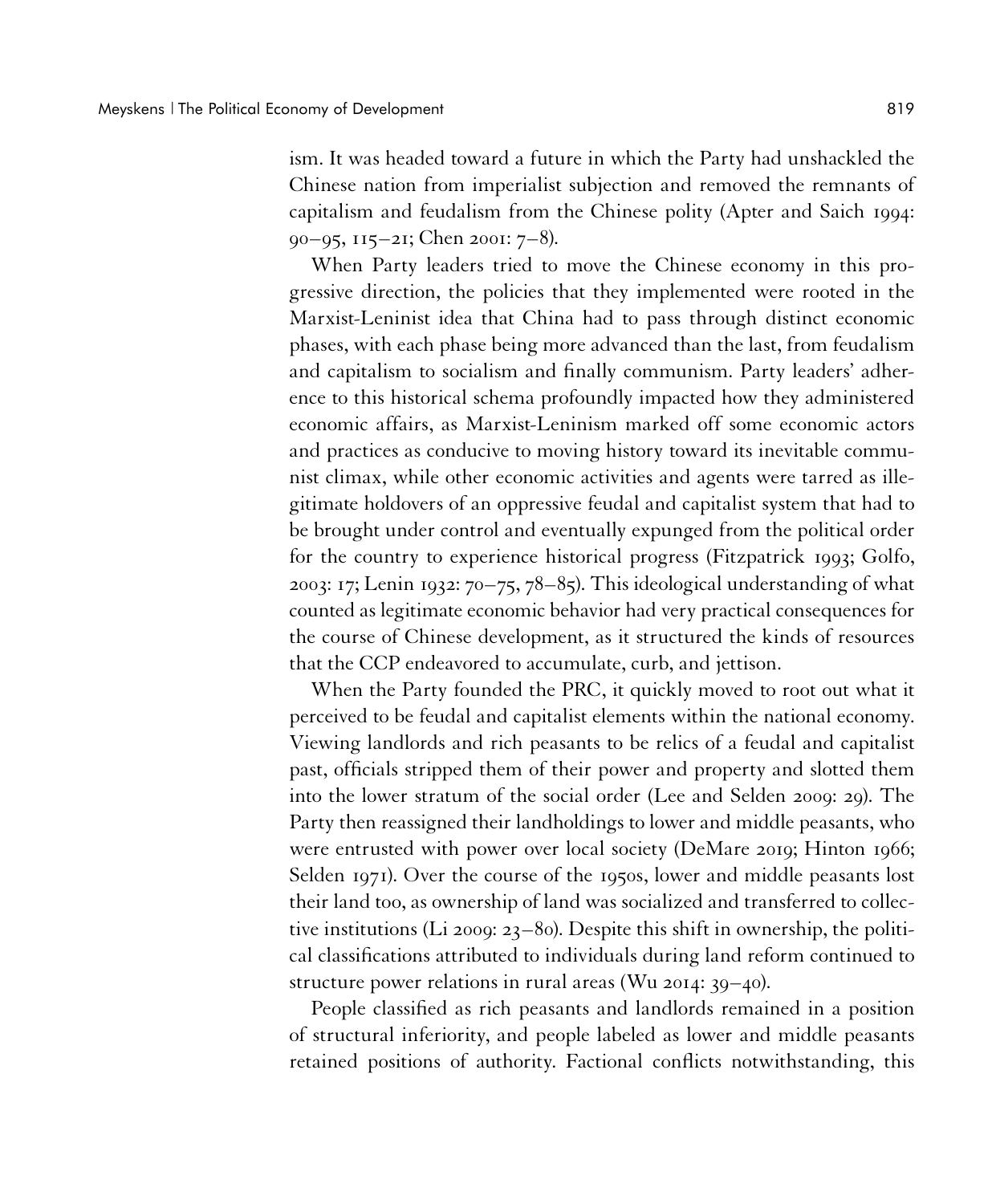ism. It was headed toward a future in which the Party had unshackled the Chinese nation from imperialist subjection and removed the remnants of capitalism and feudalism from the Chinese polity (Apter and Saich 1994: 90–95, 115–21; Chen 2001: 7–8).

When Party leaders tried to move the Chinese economy in this progressive direction, the policies that they implemented were rooted in the Marxist-Leninist idea that China had to pass through distinct economic phases, with each phase being more advanced than the last, from feudalism and capitalism to socialism and finally communism. Party leaders' adherence to this historical schema profoundly impacted how they administered economic affairs, as Marxist-Leninism marked off some economic actors and practices as conducive to moving history toward its inevitable communist climax, while other economic activities and agents were tarred as illegitimate holdovers of an oppressive feudal and capitalist system that had to be brought under control and eventually expunged from the political order for the country to experience historical progress (Fitzpatrick 1993; Golfo, 2003: 17; Lenin 1932: 70–75, 78–85). This ideological understanding of what counted as legitimate economic behavior had very practical consequences for the course of Chinese development, as it structured the kinds of resources that the CCP endeavored to accumulate, curb, and jettison.

When the Party founded the PRC, it quickly moved to root out what it perceived to be feudal and capitalist elements within the national economy. Viewing landlords and rich peasants to be relics of a feudal and capitalist past, officials stripped them of their power and property and slotted them into the lower stratum of the social order (Lee and Selden 2009: 29). The Party then reassigned their landholdings to lower and middle peasants, who were entrusted with power over local society (DeMare 2019; Hinton 1966; Selden 1971). Over the course of the 1950s, lower and middle peasants lost their land too, as ownership of land was socialized and transferred to collective institutions (Li 2009: 23–80). Despite this shift in ownership, the political classifications attributed to individuals during land reform continued to structure power relations in rural areas (Wu 2014: 39–40).

People classified as rich peasants and landlords remained in a position of structural inferiority, and people labeled as lower and middle peasants retained positions of authority. Factional conflicts notwithstanding, this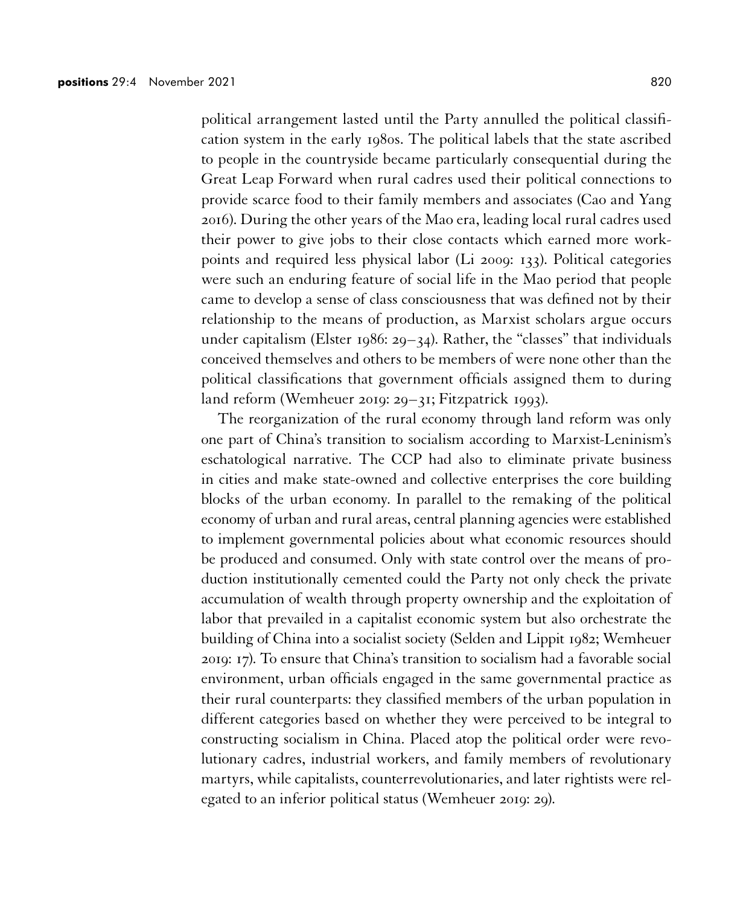political arrangement lasted until the Party annulled the political classification system in the early 1980s. The political labels that the state ascribed to people in the countryside became particularly consequential during the Great Leap Forward when rural cadres used their political connections to provide scarce food to their family members and associates (Cao and Yang 2016). During the other years of the Mao era, leading local rural cadres used their power to give jobs to their close contacts which earned more workpoints and required less physical labor (Li 2009: 133). Political categories were such an enduring feature of social life in the Mao period that people came to develop a sense of class consciousness that was defined not by their relationship to the means of production, as Marxist scholars argue occurs under capitalism (Elster 1986: 29–34). Rather, the "classes" that individuals conceived themselves and others to be members of were none other than the political classifications that government officials assigned them to during land reform (Wemheuer 2019: 29–31; Fitzpatrick 1993).

The reorganization of the rural economy through land reform was only one part of China's transition to socialism according to Marxist-Leninism's eschatological narrative. The CCP had also to eliminate private business in cities and make state-owned and collective enterprises the core building blocks of the urban economy. In parallel to the remaking of the political economy of urban and rural areas, central planning agencies were established to implement governmental policies about what economic resources should be produced and consumed. Only with state control over the means of production institutionally cemented could the Party not only check the private accumulation of wealth through property ownership and the exploitation of labor that prevailed in a capitalist economic system but also orchestrate the building of China into a socialist society (Selden and Lippit 1982; Wemheuer 2019: 17). To ensure that China's transition to socialism had a favorable social environment, urban officials engaged in the same governmental practice as their rural counterparts: they classified members of the urban population in different categories based on whether they were perceived to be integral to constructing socialism in China. Placed atop the political order were revolutionary cadres, industrial workers, and family members of revolutionary martyrs, while capitalists, counterrevolutionaries, and later rightists were relegated to an inferior political status (Wemheuer 2019: 29).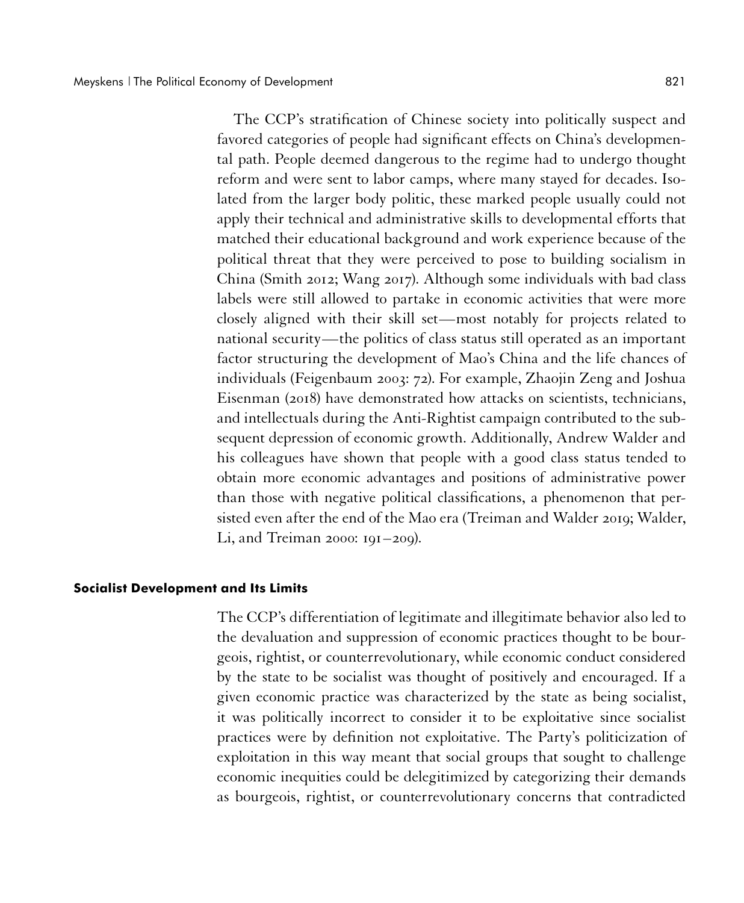The CCP's stratification of Chinese society into politically suspect and favored categories of people had significant effects on China's developmental path. People deemed dangerous to the regime had to undergo thought reform and were sent to labor camps, where many stayed for decades. Isolated from the larger body politic, these marked people usually could not apply their technical and administrative skills to developmental efforts that matched their educational background and work experience because of the political threat that they were perceived to pose to building socialism in China (Smith 2012; Wang 2017). Although some individuals with bad class labels were still allowed to partake in economic activities that were more closely aligned with their skill set—most notably for projects related to national security—the politics of class status still operated as an important factor structuring the development of Mao's China and the life chances of individuals (Feigenbaum 2003: 72). For example, Zhaojin Zeng and Joshua Eisenman (2018) have demonstrated how attacks on scientists, technicians, and intellectuals during the Anti-Rightist campaign contributed to the subsequent depression of economic growth. Additionally, Andrew Walder and his colleagues have shown that people with a good class status tended to obtain more economic advantages and positions of administrative power than those with negative political classifications, a phenomenon that persisted even after the end of the Mao era (Treiman and Walder 2019; Walder, Li, and Treiman 2000: 191–209).

## Socialist Development and Its Limits

The CCP's differentiation of legitimate and illegitimate behavior also led to the devaluation and suppression of economic practices thought to be bourgeois, rightist, or counterrevolutionary, while economic conduct considered by the state to be socialist was thought of positively and encouraged. If a given economic practice was characterized by the state as being socialist, it was politically incorrect to consider it to be exploitative since socialist practices were by definition not exploitative. The Party's politicization of exploitation in this way meant that social groups that sought to challenge economic inequities could be delegitimized by categorizing their demands as bourgeois, rightist, or counterrevolutionary concerns that contradicted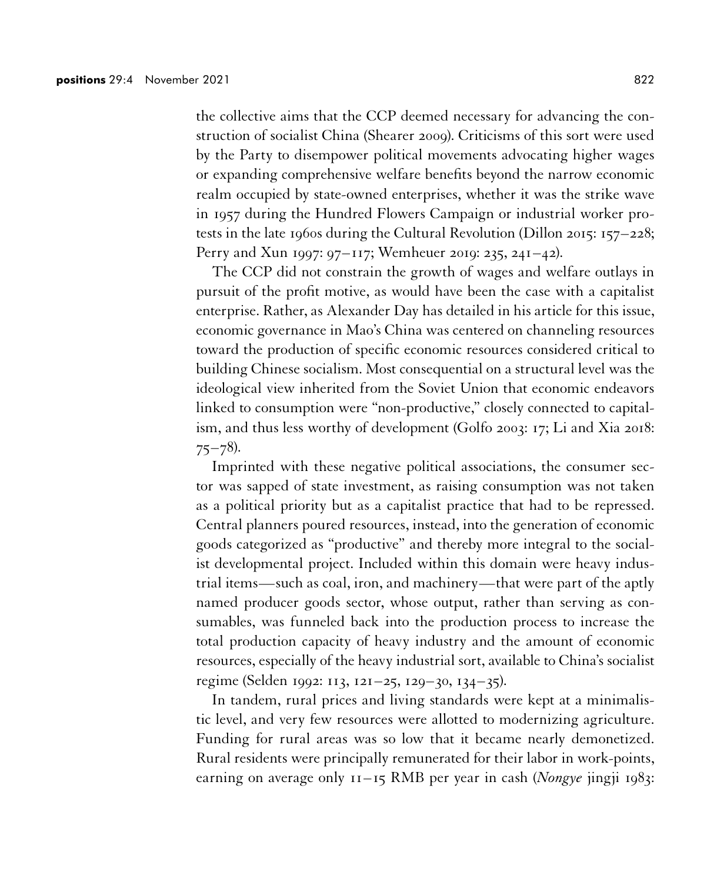the collective aims that the CCP deemed necessary for advancing the construction of socialist China (Shearer 2009). Criticisms of this sort were used by the Party to disempower political movements advocating higher wages or expanding comprehensive welfare benefits beyond the narrow economic realm occupied by state-owned enterprises, whether it was the strike wave in 1957 during the Hundred Flowers Campaign or industrial worker protests in the late 1960s during the Cultural Revolution (Dillon 2015: 157–228; Perry and Xun 1997: 97–117; Wemheuer 2019: 235, 241–42).

The CCP did not constrain the growth of wages and welfare outlays in pursuit of the profit motive, as would have been the case with a capitalist enterprise. Rather, as Alexander Day has detailed in his article for this issue, economic governance in Mao's China was centered on channeling resources toward the production of specific economic resources considered critical to building Chinese socialism. Most consequential on a structural level was the ideological view inherited from the Soviet Union that economic endeavors linked to consumption were "non-productive," closely connected to capitalism, and thus less worthy of development (Golfo 2003: 17; Li and Xia 2018: 75–78).

Imprinted with these negative political associations, the consumer sector was sapped of state investment, as raising consumption was not taken as a political priority but as a capitalist practice that had to be repressed. Central planners poured resources, instead, into the generation of economic goods categorized as "productive" and thereby more integral to the socialist developmental project. Included within this domain were heavy industrial items—such as coal, iron, and machinery—that were part of the aptly named producer goods sector, whose output, rather than serving as consumables, was funneled back into the production process to increase the total production capacity of heavy industry and the amount of economic resources, especially of the heavy industrial sort, available to China's socialist regime (Selden 1992: 113, 121–25, 129–30, 134–35).

In tandem, rural prices and living standards were kept at a minimalistic level, and very few resources were allotted to modernizing agriculture. Funding for rural areas was so low that it became nearly demonetized. Rural residents were principally remunerated for their labor in work-points, earning on average only 11–15 RMB per year in cash (*Nongye* jingji 1983: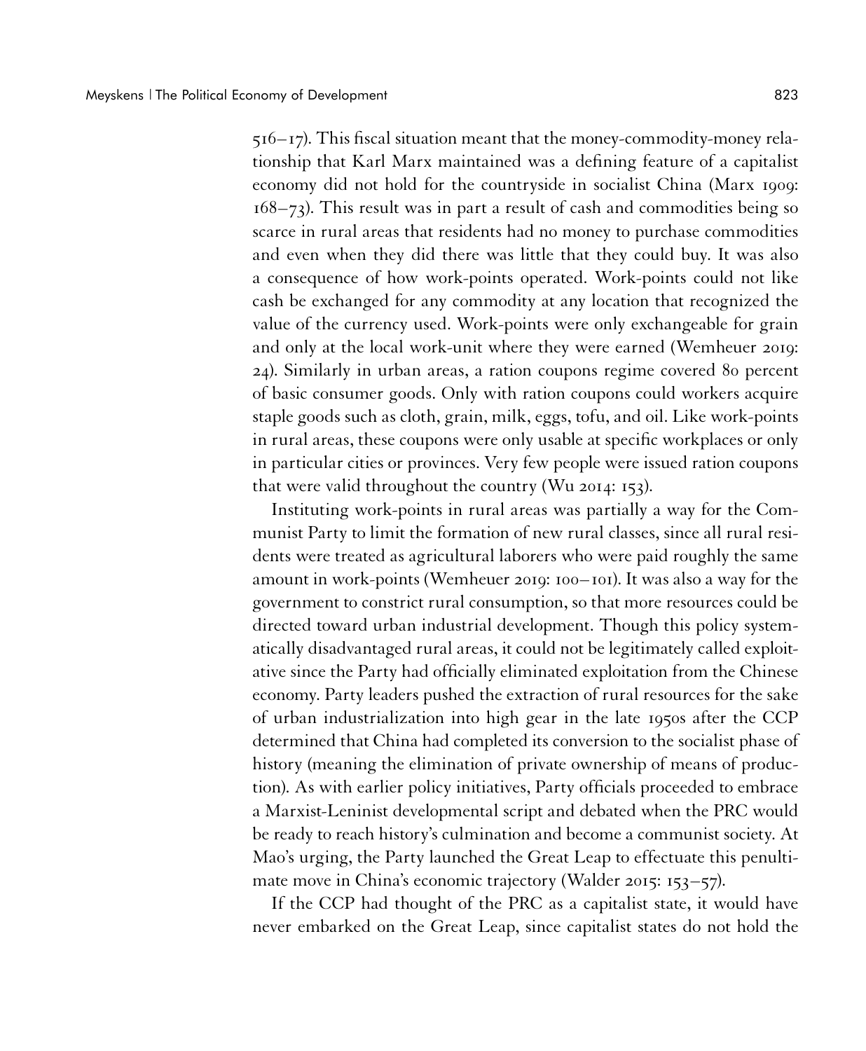516–17). This fiscal situation meant that the money-commodity-money relationship that Karl Marx maintained was a defining feature of a capitalist economy did not hold for the countryside in socialist China (Marx 1909: 168–73). This result was in part a result of cash and commodities being so scarce in rural areas that residents had no money to purchase commodities and even when they did there was little that they could buy. It was also a consequence of how work-points operated. Work-points could not like cash be exchanged for any commodity at any location that recognized the value of the currency used. Work-points were only exchangeable for grain and only at the local work-unit where they were earned (Wemheuer 2019: 24). Similarly in urban areas, a ration coupons regime covered 80 percent of basic consumer goods. Only with ration coupons could workers acquire staple goods such as cloth, grain, milk, eggs, tofu, and oil. Like work-points in rural areas, these coupons were only usable at specific workplaces or only in particular cities or provinces. Very few people were issued ration coupons that were valid throughout the country (Wu 2014: 153).

Instituting work-points in rural areas was partially a way for the Communist Party to limit the formation of new rural classes, since all rural residents were treated as agricultural laborers who were paid roughly the same amount in work-points (Wemheuer 2019: 100–101). It was also a way for the government to constrict rural consumption, so that more resources could be directed toward urban industrial development. Though this policy systematically disadvantaged rural areas, it could not be legitimately called exploitative since the Party had officially eliminated exploitation from the Chinese economy. Party leaders pushed the extraction of rural resources for the sake of urban industrialization into high gear in the late 1950s after the CCP determined that China had completed its conversion to the socialist phase of history (meaning the elimination of private ownership of means of production). As with earlier policy initiatives, Party officials proceeded to embrace a Marxist-Leninist developmental script and debated when the PRC would be ready to reach history's culmination and become a communist society. At Mao's urging, the Party launched the Great Leap to effectuate this penultimate move in China's economic trajectory (Walder 2015: 153–57).

If the CCP had thought of the PRC as a capitalist state, it would have never embarked on the Great Leap, since capitalist states do not hold the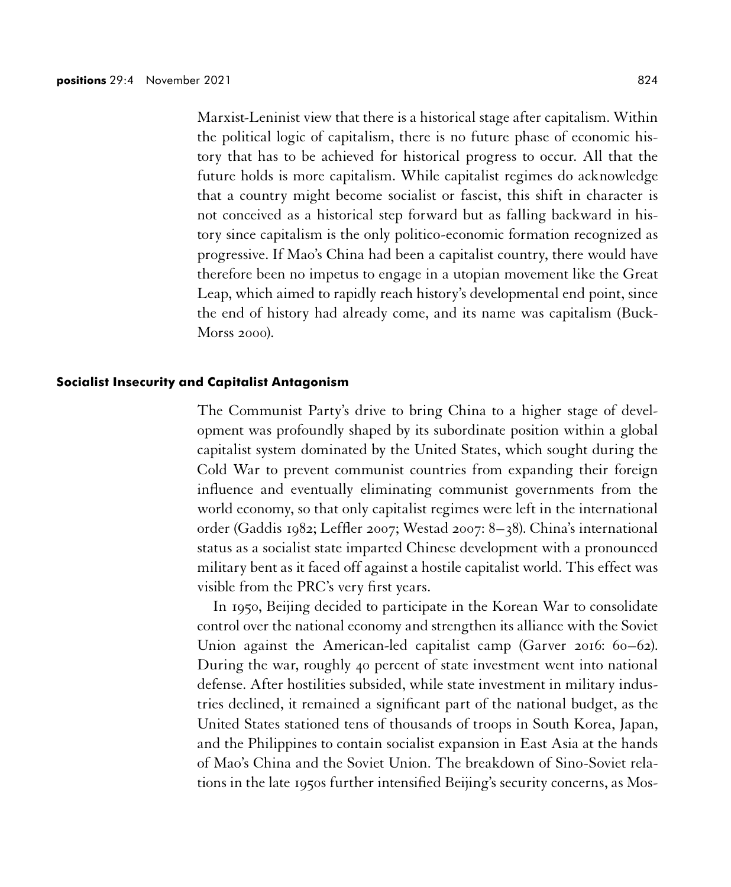Marxist-Leninist view that there is a historical stage after capitalism. Within the political logic of capitalism, there is no future phase of economic history that has to be achieved for historical progress to occur. All that the future holds is more capitalism. While capitalist regimes do acknowledge that a country might become socialist or fascist, this shift in character is not conceived as a historical step forward but as falling backward in history since capitalism is the only politico-economic formation recognized as progressive. If Mao's China had been a capitalist country, there would have therefore been no impetus to engage in a utopian movement like the Great Leap, which aimed to rapidly reach history's developmental end point, since the end of history had already come, and its name was capitalism (Buck-Morss 2000).

## Socialist Insecurity and Capitalist Antagonism

The Communist Party's drive to bring China to a higher stage of development was profoundly shaped by its subordinate position within a global capitalist system dominated by the United States, which sought during the Cold War to prevent communist countries from expanding their foreign influence and eventually eliminating communist governments from the world economy, so that only capitalist regimes were left in the international order (Gaddis 1982; Leffler 2007; Westad 2007: 8–38). China's international status as a socialist state imparted Chinese development with a pronounced military bent as it faced off against a hostile capitalist world. This effect was visible from the PRC's very first years.

In 1950, Beijing decided to participate in the Korean War to consolidate control over the national economy and strengthen its alliance with the Soviet Union against the American-led capitalist camp (Garver 2016: 60–62). During the war, roughly 40 percent of state investment went into national defense. After hostilities subsided, while state investment in military industries declined, it remained a significant part of the national budget, as the United States stationed tens of thousands of troops in South Korea, Japan, and the Philippines to contain socialist expansion in East Asia at the hands of Mao's China and the Soviet Union. The breakdown of Sino-Soviet relations in the late 1950s further intensified Beijing's security concerns, as Mos-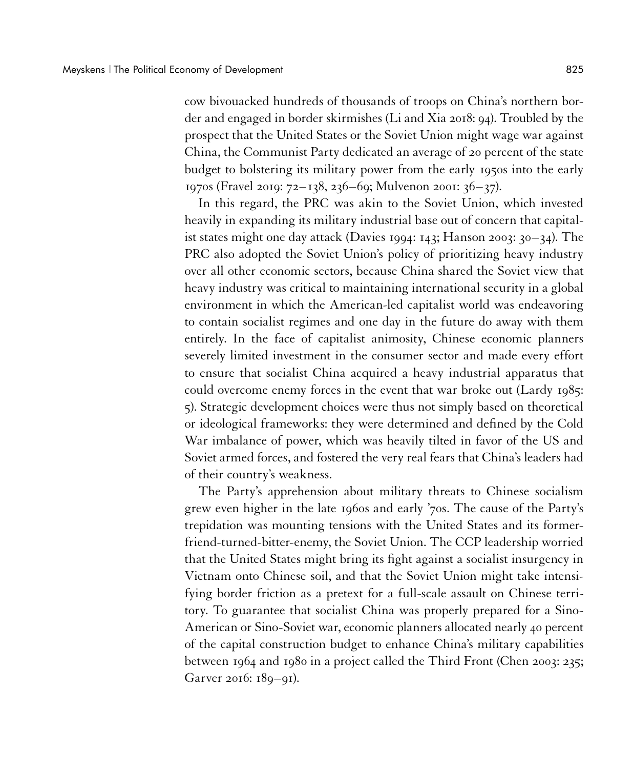cow bivouacked hundreds of thousands of troops on China's northern border and engaged in border skirmishes (Li and Xia 2018: 94). Troubled by the prospect that the United States or the Soviet Union might wage war against China, the Communist Party dedicated an average of 20 percent of the state budget to bolstering its military power from the early 1950s into the early 1970s (Fravel 2019: 72–138, 236–69; Mulvenon 2001: 36–37).

In this regard, the PRC was akin to the Soviet Union, which invested heavily in expanding its military industrial base out of concern that capitalist states might one day attack (Davies 1994: 143; Hanson 2003: 30–34). The PRC also adopted the Soviet Union's policy of prioritizing heavy industry over all other economic sectors, because China shared the Soviet view that heavy industry was critical to maintaining international security in a global environment in which the American-led capitalist world was endeavoring to contain socialist regimes and one day in the future do away with them entirely. In the face of capitalist animosity, Chinese economic planners severely limited investment in the consumer sector and made every effort to ensure that socialist China acquired a heavy industrial apparatus that could overcome enemy forces in the event that war broke out (Lardy 1985: 5). Strategic development choices were thus not simply based on theoretical or ideological frameworks: they were determined and defined by the Cold War imbalance of power, which was heavily tilted in favor of the US and Soviet armed forces, and fostered the very real fears that China's leaders had of their country's weakness.

The Party's apprehension about military threats to Chinese socialism grew even higher in the late 1960s and early '70s. The cause of the Party's trepidation was mounting tensions with the United States and its former-friend-turned-bitter-enemy, the Soviet Union. The CCP leadership worried that the United States might bring its fight against a socialist insurgency in Vietnam onto Chinese soil, and that the Soviet Union might take intensifying border friction as a pretext for a full-scale assault on Chinese territory. To guarantee that socialist China was properly prepared for a Sino-American or Sino-Soviet war, economic planners allocated nearly 40 percent of the capital construction budget to enhance China's military capabilities between 1964 and 1980 in a project called the Third Front (Chen 2003: 235; Garver 2016: 189–91).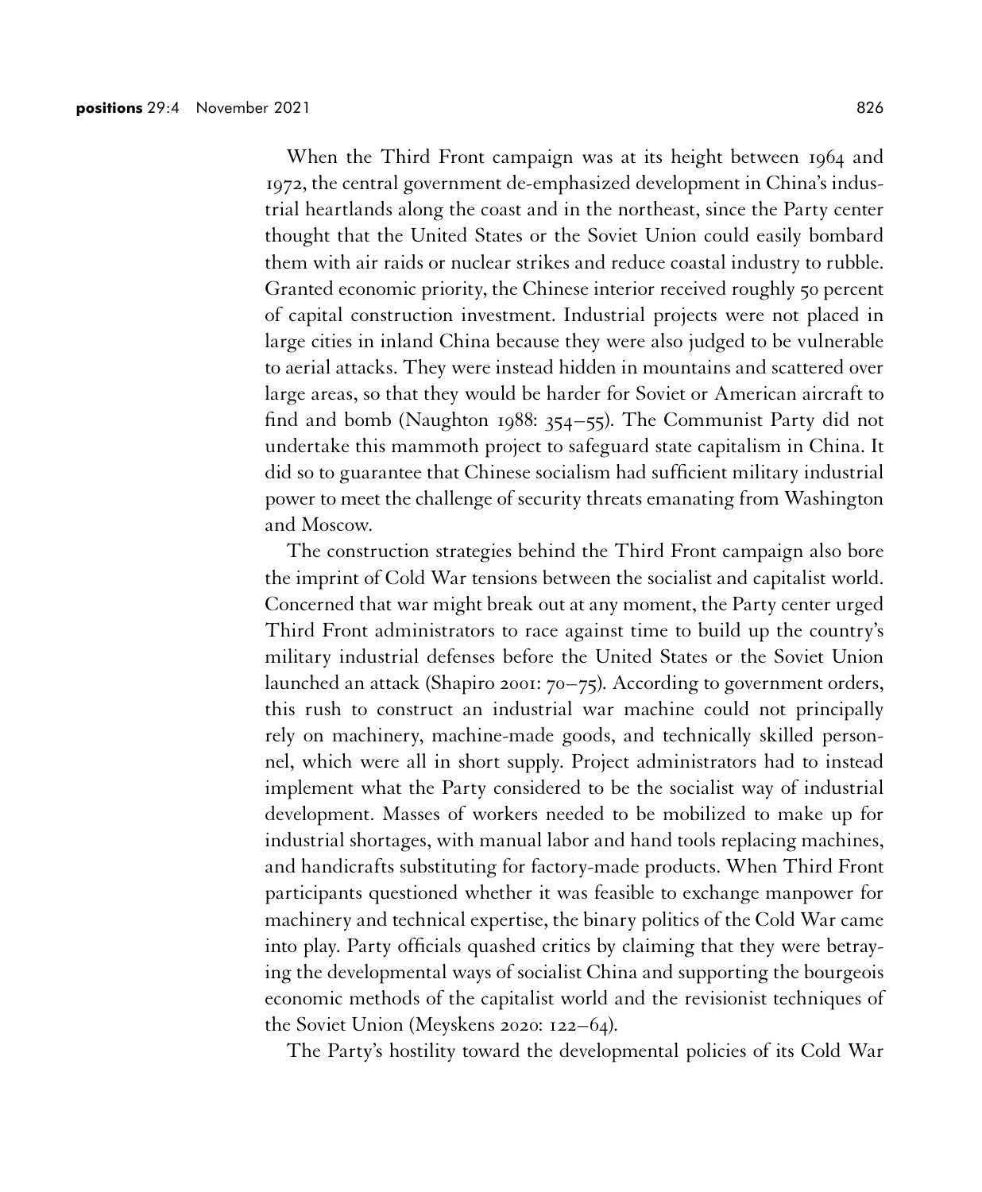When the Third Front campaign was at its height between 1964 and 1972, the central government de-emphasized development in China's industrial heartlands along the coast and in the northeast, since the Party center thought that the United States or the Soviet Union could easily bombard them with air raids or nuclear strikes and reduce coastal industry to rubble. Granted economic priority, the Chinese interior received roughly 50 percent of capital construction investment. Industrial projects were not placed in large cities in inland China because they were also judged to be vulnerable to aerial attacks. They were instead hidden in mountains and scattered over large areas, so that they would be harder for Soviet or American aircraft to find and bomb (Naughton 1988: 354–55). The Communist Party did not undertake this mammoth project to safeguard state capitalism in China. It did so to guarantee that Chinese socialism had sufficient military industrial power to meet the challenge of security threats emanating from Washington and Moscow.

The construction strategies behind the Third Front campaign also bore the imprint of Cold War tensions between the socialist and capitalist world. Concerned that war might break out at any moment, the Party center urged Third Front administrators to race against time to build up the country's military industrial defenses before the United States or the Soviet Union launched an attack (Shapiro 2001: 70–75). According to government orders, this rush to construct an industrial war machine could not principally rely on machinery, machine-made goods, and technically skilled personnel, which were all in short supply. Project administrators had to instead implement what the Party considered to be the socialist way of industrial development. Masses of workers needed to be mobilized to make up for industrial shortages, with manual labor and hand tools replacing machines, and handicrafts substituting for factory-made products. When Third Front participants questioned whether it was feasible to exchange manpower for machinery and technical expertise, the binary politics of the Cold War came into play. Party officials quashed critics by claiming that they were betraying the developmental ways of socialist China and supporting the bourgeois economic methods of the capitalist world and the revisionist techniques of the Soviet Union (Meyskens 2020: 122–64).

The Party's hostility toward the developmental policies of its Cold War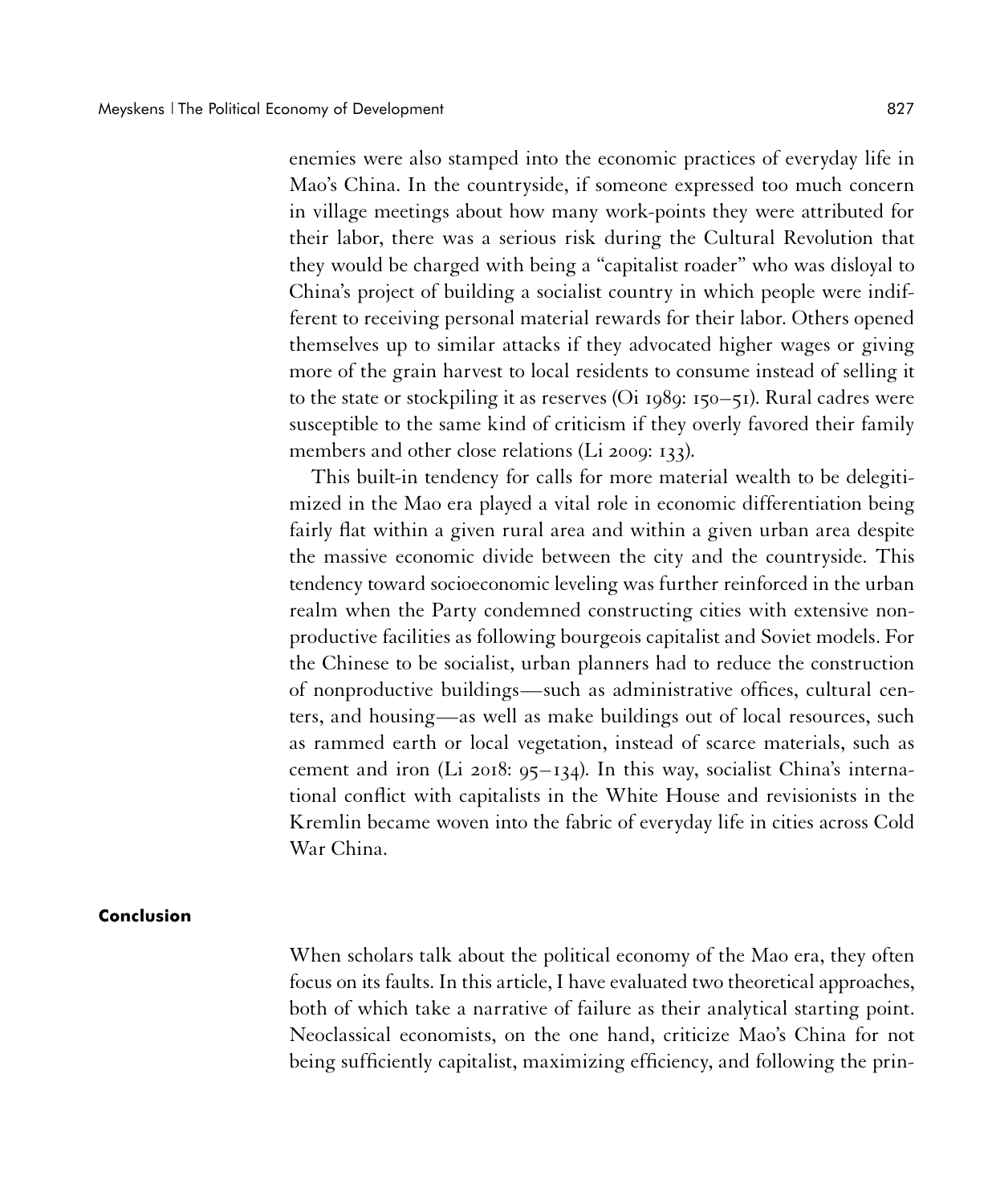enemies were also stamped into the economic practices of everyday life in Mao's China. In the countryside, if someone expressed too much concern in village meetings about how many work-points they were attributed for their labor, there was a serious risk during the Cultural Revolution that they would be charged with being a "capitalist roader" who was disloyal to China's project of building a socialist country in which people were indifferent to receiving personal material rewards for their labor. Others opened themselves up to similar attacks if they advocated higher wages or giving more of the grain harvest to local residents to consume instead of selling it to the state or stockpiling it as reserves (Oi 1989: 150–51). Rural cadres were susceptible to the same kind of criticism if they overly favored their family members and other close relations (Li 2009: 133).

This built-in tendency for calls for more material wealth to be delegitimized in the Mao era played a vital role in economic differentiation being fairly flat within a given rural area and within a given urban area despite the massive economic divide between the city and the countryside. This tendency toward socioeconomic leveling was further reinforced in the urban realm when the Party condemned constructing cities with extensive nonproductive facilities as following bourgeois capitalist and Soviet models. For the Chinese to be socialist, urban planners had to reduce the construction of nonproductive buildings—such as administrative offices, cultural centers, and housing—as well as make buildings out of local resources, such as rammed earth or local vegetation, instead of scarce materials, such as cement and iron (Li 2018: 95–134). In this way, socialist China's international conflict with capitalists in the White House and revisionists in the Kremlin became woven into the fabric of everyday life in cities across Cold War China.

## Conclusion

When scholars talk about the political economy of the Mao era, they often focus on its faults. In this article, I have evaluated two theoretical approaches, both of which take a narrative of failure as their analytical starting point. Neoclassical economists, on the one hand, criticize Mao's China for not being sufficiently capitalist, maximizing efficiency, and following the prin-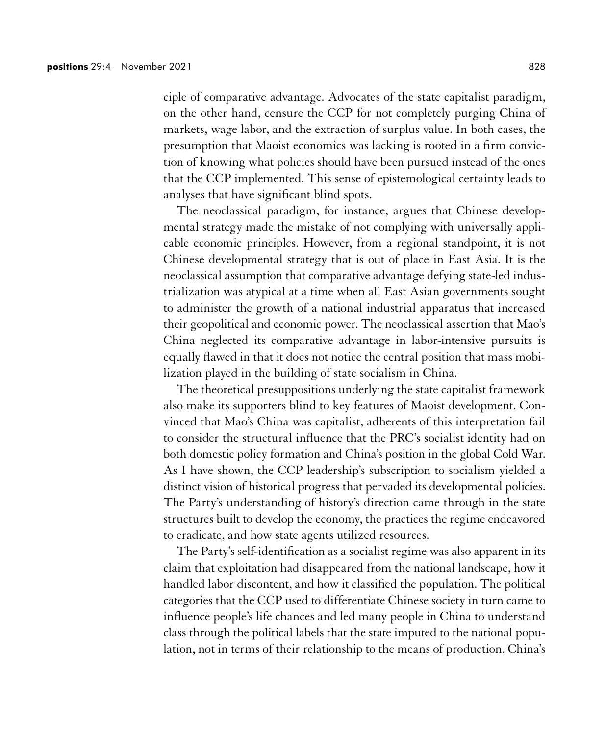ciple of comparative advantage. Advocates of the state capitalist paradigm, on the other hand, censure the CCP for not completely purging China of markets, wage labor, and the extraction of surplus value. In both cases, the presumption that Maoist economics was lacking is rooted in a firm conviction of knowing what policies should have been pursued instead of the ones that the CCP implemented. This sense of epistemological certainty leads to analyses that have significant blind spots.

The neoclassical paradigm, for instance, argues that Chinese developmental strategy made the mistake of not complying with universally applicable economic principles. However, from a regional standpoint, it is not Chinese developmental strategy that is out of place in East Asia. It is the neoclassical assumption that comparative advantage defying state-led industrialization was atypical at a time when all East Asian governments sought to administer the growth of a national industrial apparatus that increased their geopolitical and economic power. The neoclassical assertion that Mao's China neglected its comparative advantage in labor-intensive pursuits is equally flawed in that it does not notice the central position that mass mobilization played in the building of state socialism in China.

The theoretical presuppositions underlying the state capitalist framework also make its supporters blind to key features of Maoist development. Convinced that Mao's China was capitalist, adherents of this interpretation fail to consider the structural influence that the PRC's socialist identity had on both domestic policy formation and China's position in the global Cold War. As I have shown, the CCP leadership's subscription to socialism yielded a distinct vision of historical progress that pervaded its developmental policies. The Party's understanding of history's direction came through in the state structures built to develop the economy, the practices the regime endeavored to eradicate, and how state agents utilized resources.

The Party's self-identification as a socialist regime was also apparent in its claim that exploitation had disappeared from the national landscape, how it handled labor discontent, and how it classified the population. The political categories that the CCP used to differentiate Chinese society in turn came to influence people's life chances and led many people in China to understand class through the political labels that the state imputed to the national population, not in terms of their relationship to the means of production. China's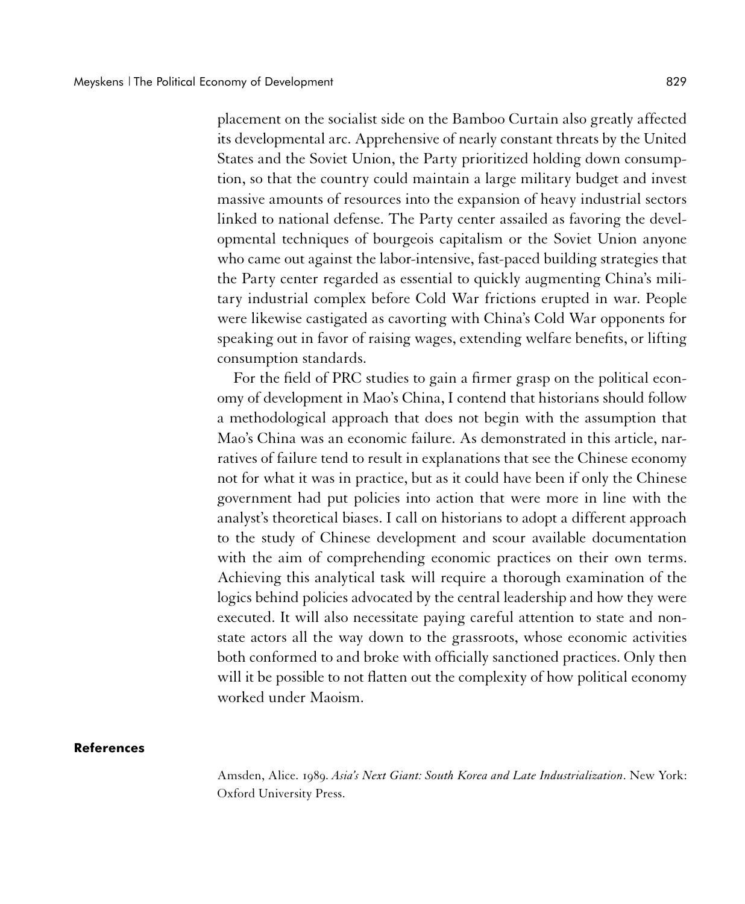placement on the socialist side on the Bamboo Curtain also greatly affected its developmental arc. Apprehensive of nearly constant threats by the United States and the Soviet Union, the Party prioritized holding down consumption, so that the country could maintain a large military budget and invest massive amounts of resources into the expansion of heavy industrial sectors linked to national defense. The Party center assailed as favoring the developmental techniques of bourgeois capitalism or the Soviet Union anyone who came out against the labor-intensive, fast-paced building strategies that the Party center regarded as essential to quickly augmenting China's military industrial complex before Cold War frictions erupted in war. People were likewise castigated as cavorting with China's Cold War opponents for speaking out in favor of raising wages, extending welfare benefits, or lifting consumption standards.

For the field of PRC studies to gain a firmer grasp on the political economy of development in Mao's China, I contend that historians should follow a methodological approach that does not begin with the assumption that Mao's China was an economic failure. As demonstrated in this article, narratives of failure tend to result in explanations that see the Chinese economy not for what it was in practice, but as it could have been if only the Chinese government had put policies into action that were more in line with the analyst's theoretical biases. I call on historians to adopt a different approach to the study of Chinese development and scour available documentation with the aim of comprehending economic practices on their own terms. Achieving this analytical task will require a thorough examination of the logics behind policies advocated by the central leadership and how they were executed. It will also necessitate paying careful attention to state and non-state actors all the way down to the grassroots, whose economic activities both conformed to and broke with officially sanctioned practices. Only then will it be possible to not flatten out the complexity of how political economy worked under Maoism.

## References

Amsden, Alice. 1989. *Asia's Next Giant: South Korea and Late Industrialization*. New York: Oxford University Press.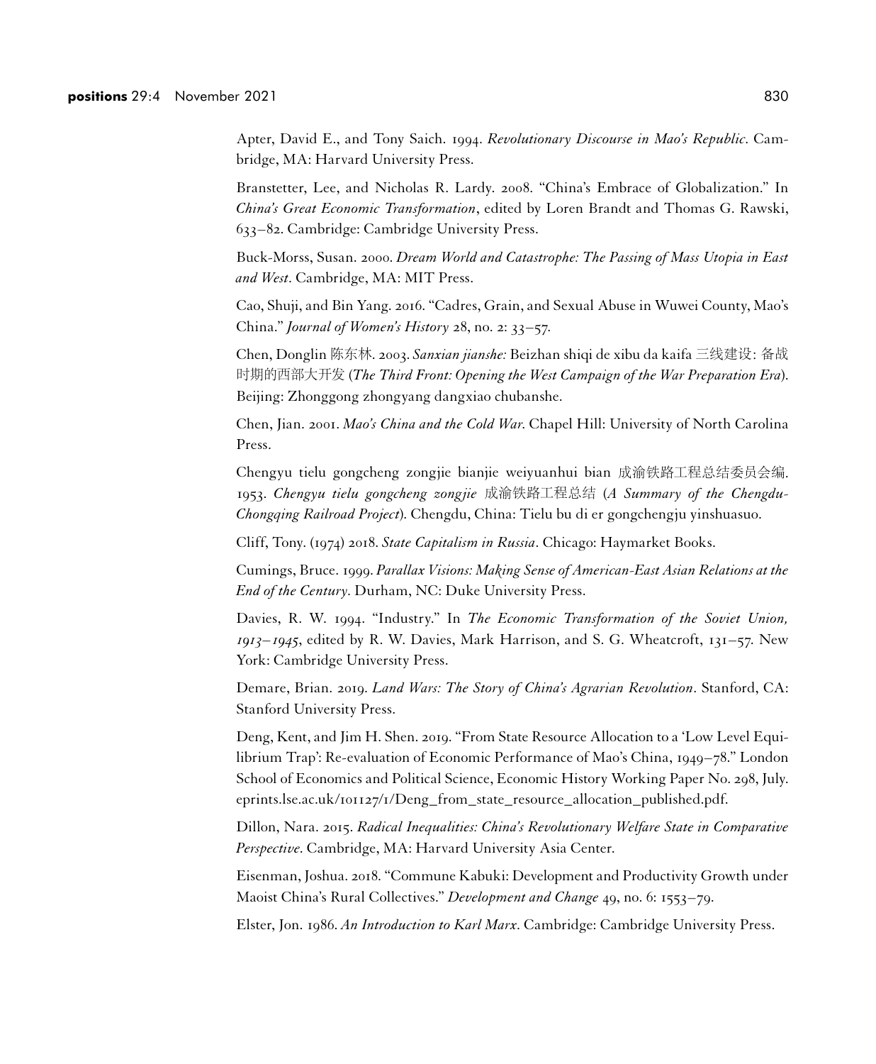Apter, David E., and Tony Saich. 1994. *Revolutionary Discourse in Mao's Republic*. Cambridge, MA: Harvard University Press.

Branstetter, Lee, and Nicholas R. Lardy. 2008. "China's Embrace of Globalization." In *China's Great Economic Transformation*, edited by Loren Brandt and Thomas G. Rawski, 633–82. Cambridge: Cambridge University Press.

Buck-Morss, Susan. 2000. *Dream World and Catastrophe: The Passing of Mass Utopia in East and West*. Cambridge, MA: MIT Press.

Cao, Shuji, and Bin Yang. 2016. "Cadres, Grain, and Sexual Abuse in Wuwei County, Mao's China." *Journal of Women's History* 28, no. 2: 33–57.

Chen, Donglin 陈东林. 2003. *Sanxian jianshe:* Beizhan shiqi de xibu da kaifa 三线建设: 备战时期的西部大开发 (*The Third Front: Opening the West Campaign of the War Preparation Era*). Beijing: Zhonggong zhongyang dangxiao chubanshe.

Chen, Jian. 2001. *Mao's China and the Cold War*. Chapel Hill: University of North Carolina Press.

Chengyu tielu gongcheng zongjie bianjie weiyuanhui bian 成渝铁路工程总结委员会编. 1953. *Chengyu tielu gongcheng zongjie* 成渝铁路工程总结 (*A Summary of the Chengdu-Chongqing Railroad Project*). Chengdu, China: Tielu bu di er gongchengju yinshuasuo.

Cliff, Tony. (1974) 2018. *State Capitalism in Russia*. Chicago: Haymarket Books.

Cumings, Bruce. 1999. *Parallax Visions: Making Sense of American-East Asian Relations at the End of the Century*. Durham, NC: Duke University Press.

Davies, R. W. 1994. "Industry." In *The Economic Transformation of the Soviet Union, 1913–1945*, edited by R. W. Davies, Mark Harrison, and S. G. Wheatcroft, 131–57. New York: Cambridge University Press.

Demare, Brian. 2019. *Land Wars: The Story of China's Agrarian Revolution*. Stanford, CA: Stanford University Press.

Deng, Kent, and Jim H. Shen. 2019. "From State Resource Allocation to a 'Low Level Equilibrium Trap': Re-evaluation of Economic Performance of Mao's China, 1949–78." London School of Economics and Political Science, Economic History Working Paper No. 298, July. eprints.lse.ac.uk/101127/1/Deng_from_state_resource_allocation_published.pdf.

Dillon, Nara. 2015. *Radical Inequalities: China's Revolutionary Welfare State in Comparative Perspective*. Cambridge, MA: Harvard University Asia Center.

Eisenman, Joshua. 2018. "Commune Kabuki: Development and Productivity Growth under Maoist China's Rural Collectives." *Development and Change* 49, no. 6: 1553–79.

Elster, Jon. 1986. *An Introduction to Karl Marx*. Cambridge: Cambridge University Press.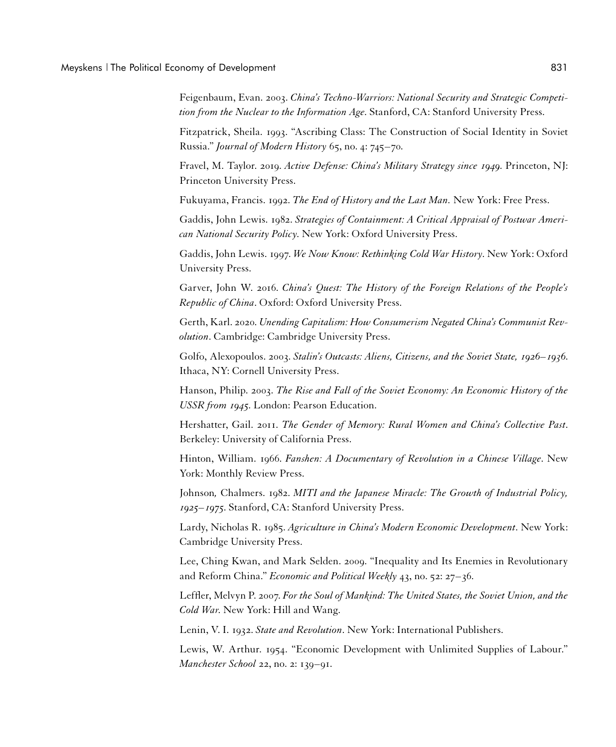Feigenbaum, Evan. 2003. *China's Techno-Warriors: National Security and Strategic Competition from the Nuclear to the Information Age*. Stanford, CA: Stanford University Press.

Fitzpatrick, Sheila. 1993. "Ascribing Class: The Construction of Social Identity in Soviet Russia." *Journal of Modern History* 65, no. 4: 745–70.

Fravel, M. Taylor. 2019. *Active Defense: China's Military Strategy since 1949*. Princeton, NJ: Princeton University Press.

Fukuyama, Francis. 1992. *The End of History and the Last Man*. New York: Free Press.

Gaddis, John Lewis. 1982. *Strategies of Containment: A Critical Appraisal of Postwar American National Security Policy*. New York: Oxford University Press.

Gaddis, John Lewis. 1997. *We Now Know: Rethinking Cold War History*. New York: Oxford University Press.

Garver, John W. 2016. *China's Quest: The History of the Foreign Relations of the People's Republic of China*. Oxford: Oxford University Press.

Gerth, Karl. 2020. *Unending Capitalism: How Consumerism Negated China's Communist Revolution*. Cambridge: Cambridge University Press.

Golfo, Alexopoulos. 2003. *Stalin's Outcasts: Aliens, Citizens, and the Soviet State, 1926–1936*. Ithaca, NY: Cornell University Press.

Hanson, Philip. 2003. *The Rise and Fall of the Soviet Economy: An Economic History of the USSR from 1945*. London: Pearson Education.

Hershatter, Gail. 2011. *The Gender of Memory: Rural Women and China's Collective Past*. Berkeley: University of California Press.

Hinton, William. 1966. *Fanshen: A Documentary of Revolution in a Chinese Village*. New York: Monthly Review Press.

Johnson, Chalmers. 1982. *MITI and the Japanese Miracle: The Growth of Industrial Policy, 1925–1975*. Stanford, CA: Stanford University Press.

Lardy, Nicholas R. 1985. *Agriculture in China's Modern Economic Development*. New York: Cambridge University Press.

Lee, Ching Kwan, and Mark Selden. 2009. "Inequality and Its Enemies in Revolutionary and Reform China." *Economic and Political Weekly* 43, no. 52: 27–36.

Leffler, Melvyn P. 2007. *For the Soul of Mankind: The United States, the Soviet Union, and the Cold War*. New York: Hill and Wang.

Lenin, V. I. 1932. *State and Revolution*. New York: International Publishers.

Lewis, W. Arthur. 1954. "Economic Development with Unlimited Supplies of Labour." *Manchester School* 22, no. 2: 139–91.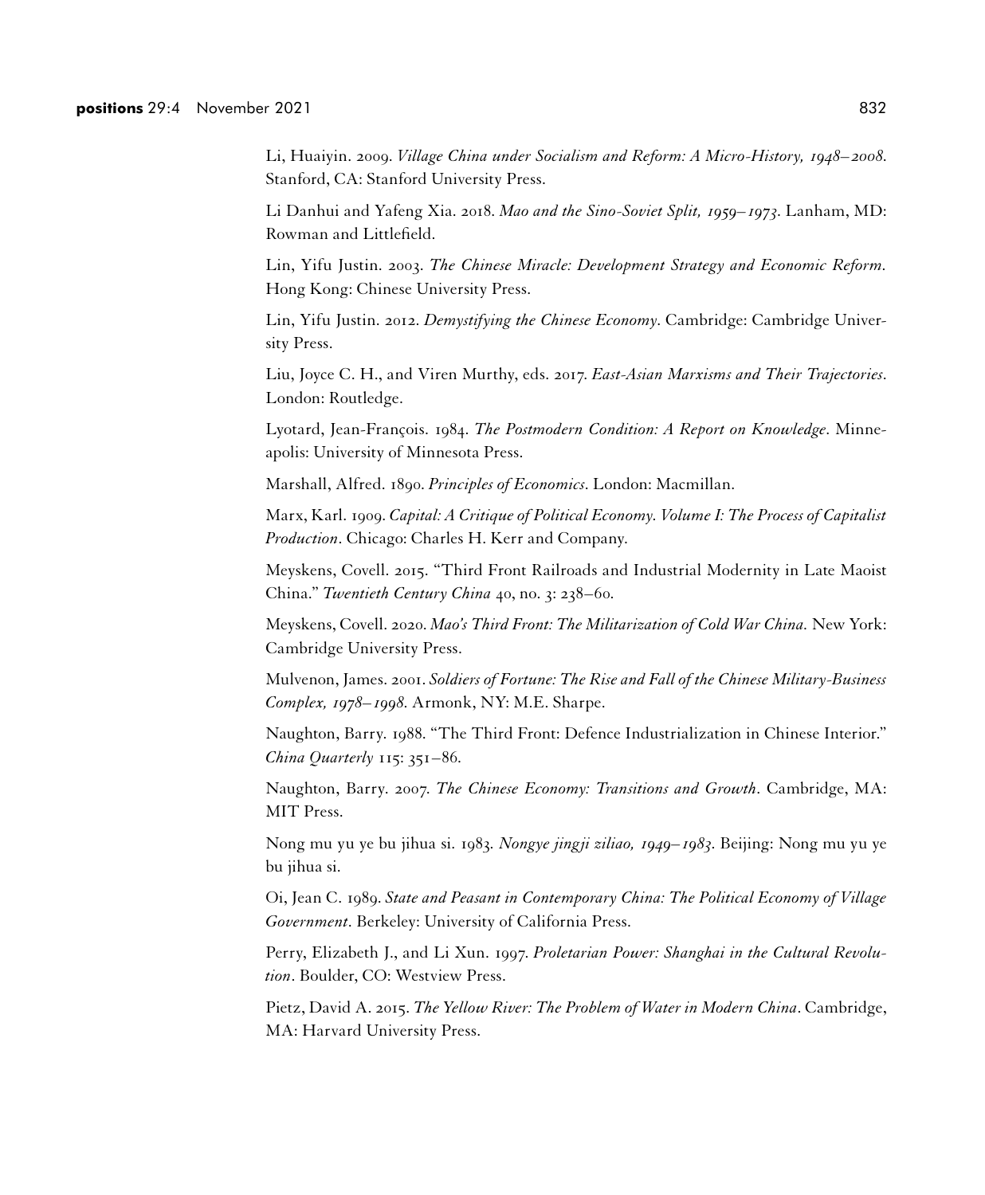Li, Huaiyin. 2009. *Village China under Socialism and Reform: A Micro-History, 1948–2008*. Stanford, CA: Stanford University Press.

Li Danhui and Yafeng Xia. 2018. *Mao and the Sino-Soviet Split, 1959–1973*. Lanham, MD: Rowman and Littlefield.

Lin, Yifu Justin. 2003. *The Chinese Miracle: Development Strategy and Economic Reform*. Hong Kong: Chinese University Press.

Lin, Yifu Justin. 2012. *Demystifying the Chinese Economy*. Cambridge: Cambridge University Press.

Liu, Joyce C. H., and Viren Murthy, eds. 2017. *East-Asian Marxisms and Their Trajectories*. London: Routledge.

Lyotard, Jean-François. 1984. *The Postmodern Condition: A Report on Knowledge*. Minneapolis: University of Minnesota Press.

Marshall, Alfred. 1890. *Principles of Economics*. London: Macmillan.

Marx, Karl. 1909. *Capital: A Critique of Political Economy. Volume I: The Process of Capitalist Production*. Chicago: Charles H. Kerr and Company.

Meyskens, Covell. 2015. "Third Front Railroads and Industrial Modernity in Late Maoist China." *Twentieth Century China* 40, no. 3: 238–60.

Meyskens, Covell. 2020. *Mao's Third Front: The Militarization of Cold War China*. New York: Cambridge University Press.

Mulvenon, James. 2001. *Soldiers of Fortune: The Rise and Fall of the Chinese Military-Business Complex, 1978–1998*. Armonk, NY: M.E. Sharpe.

Naughton, Barry. 1988. "The Third Front: Defence Industrialization in Chinese Interior." *China Quarterly* 115: 351–86.

Naughton, Barry. 2007. *The Chinese Economy: Transitions and Growth*. Cambridge, MA: MIT Press.

Nong mu yu ye bu jihua si. 1983. *Nongye jingji ziliao, 1949–1983*. Beijing: Nong mu yu ye bu jihua si.

Oi, Jean C. 1989. *State and Peasant in Contemporary China: The Political Economy of Village Government*. Berkeley: University of California Press.

Perry, Elizabeth J., and Li Xun. 1997. *Proletarian Power: Shanghai in the Cultural Revolution*. Boulder, CO: Westview Press.

Pietz, David A. 2015. *The Yellow River: The Problem of Water in Modern China*. Cambridge, MA: Harvard University Press.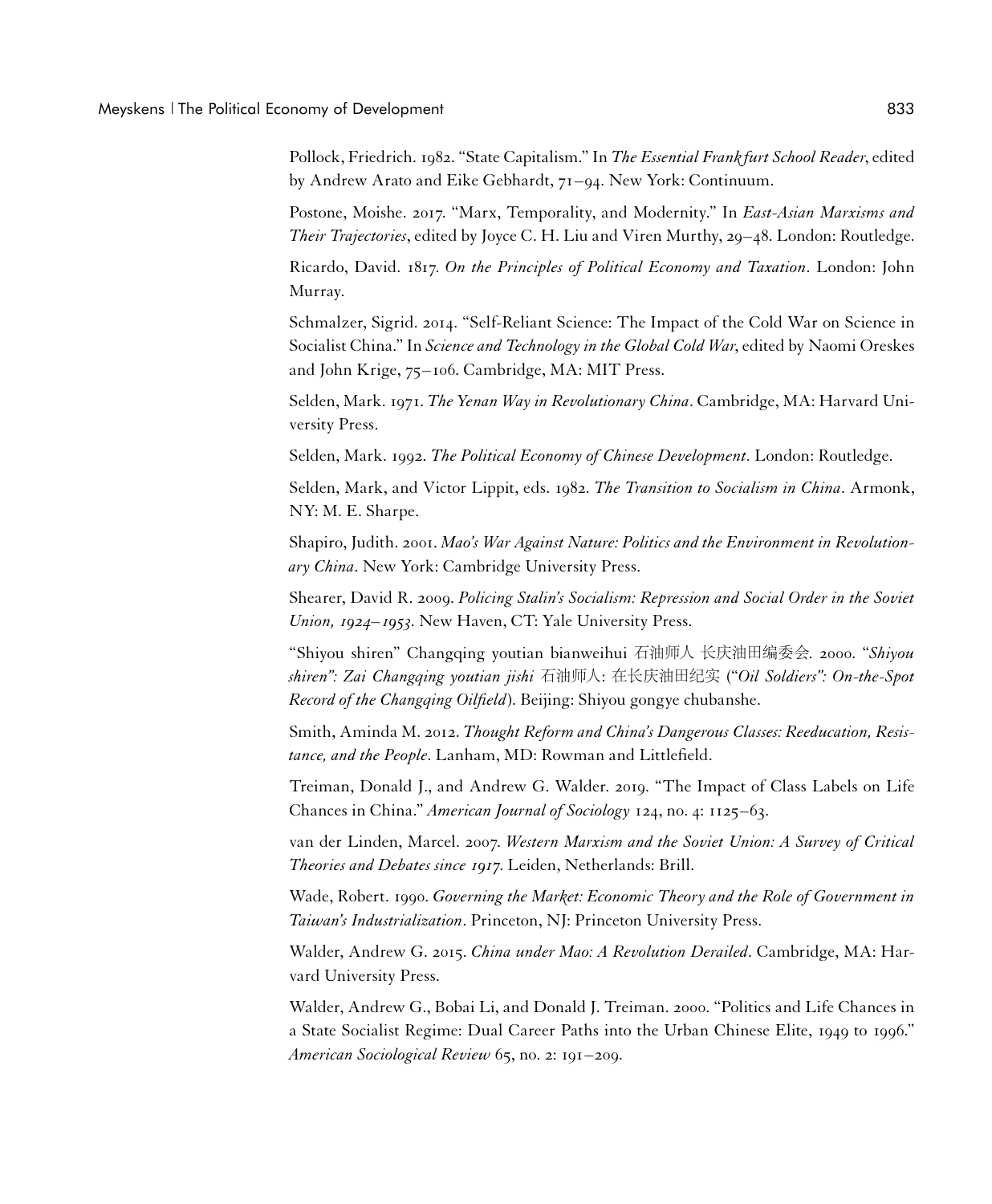Pollock, Friedrich. 1982. "State Capitalism." In *The Essential Frankfurt School Reader*, edited by Andrew Arato and Eike Gebhardt, 71–94. New York: Continuum.

Postone, Moishe. 2017. "Marx, Temporality, and Modernity." In *East-Asian Marxisms and Their Trajectories*, edited by Joyce C. H. Liu and Viren Murthy, 29–48. London: Routledge.

Ricardo, David. 1817. *On the Principles of Political Economy and Taxation*. London: John Murray.

Schmalzer, Sigrid. 2014. "Self-Reliant Science: The Impact of the Cold War on Science in Socialist China." In *Science and Technology in the Global Cold War*, edited by Naomi Oreskes and John Krige, 75–106. Cambridge, MA: MIT Press.

Selden, Mark. 1971. *The Yenan Way in Revolutionary China*. Cambridge, MA: Harvard University Press.

Selden, Mark. 1992. *The Political Economy of Chinese Development*. London: Routledge.

Selden, Mark, and Victor Lippit, eds. 1982. *The Transition to Socialism in China*. Armonk, NY: M. E. Sharpe.

Shapiro, Judith. 2001. *Mao's War Against Nature: Politics and the Environment in Revolutionary China*. New York: Cambridge University Press.

Shearer, David R. 2009. *Policing Stalin's Socialism: Repression and Social Order in the Soviet Union, 1924–1953*. New Haven, CT: Yale University Press.

"Shiyou shiren" Changqing youtian bianweihui 石油师人 长庆油田编委会. 2000. "*Shiyou shiren": Zai Changqing youtian jishi* 石油师人: 在长庆油田纪实 ("*Oil Soldiers": On-the-Spot Record of the Changqing Oilfield*). Beijing: Shiyou gongye chubanshe.

Smith, Aminda M. 2012. *Thought Reform and China's Dangerous Classes: Reeducation, Resistance, and the People*. Lanham, MD: Rowman and Littlefield.

Treiman, Donald J., and Andrew G. Walder. 2019. "The Impact of Class Labels on Life Chances in China." *American Journal of Sociology* 124, no. 4: 1125–63.

van der Linden, Marcel. 2007. *Western Marxism and the Soviet Union: A Survey of Critical Theories and Debates since 1917*. Leiden, Netherlands: Brill.

Wade, Robert. 1990. *Governing the Market: Economic Theory and the Role of Government in Taiwan's Industrialization*. Princeton, NJ: Princeton University Press.

Walder, Andrew G. 2015. *China under Mao: A Revolution Derailed*. Cambridge, MA: Harvard University Press.

Walder, Andrew G., Bobai Li, and Donald J. Treiman. 2000. "Politics and Life Chances in a State Socialist Regime: Dual Career Paths into the Urban Chinese Elite, 1949 to 1996." *American Sociological Review* 65, no. 2: 191–209.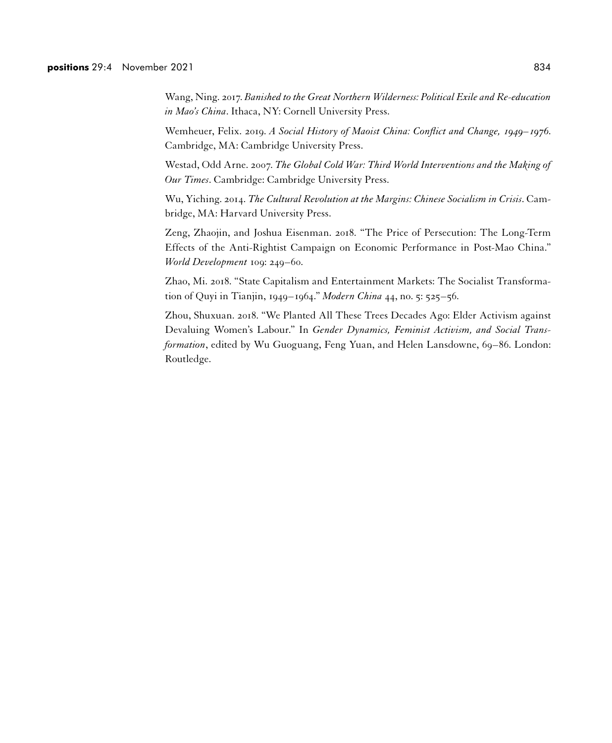Wang, Ning. 2017. *Banished to the Great Northern Wilderness: Political Exile and Re-education in Mao's China*. Ithaca, NY: Cornell University Press.

Wemheuer, Felix. 2019. *A Social History of Maoist China: Conflict and Change, 1949–1976*. Cambridge, MA: Cambridge University Press.

Westad, Odd Arne. 2007. *The Global Cold War: Third World Interventions and the Making of Our Times*. Cambridge: Cambridge University Press.

Wu, Yiching. 2014. *The Cultural Revolution at the Margins: Chinese Socialism in Crisis*. Cambridge, MA: Harvard University Press.

Zeng, Zhaojin, and Joshua Eisenman. 2018. "The Price of Persecution: The Long-Term Effects of the Anti-Rightist Campaign on Economic Performance in Post-Mao China." *World Development* 109: 249–60.

Zhao, Mi. 2018. "State Capitalism and Entertainment Markets: The Socialist Transformation of Quyi in Tianjin, 1949–1964." *Modern China* 44, no. 5: 525–56.

Zhou, Shuxuan. 2018. "We Planted All These Trees Decades Ago: Elder Activism against Devaluing Women's Labour." In *Gender Dynamics, Feminist Activism, and Social Transformation*, edited by Wu Guoguang, Feng Yuan, and Helen Lansdowne, 69–86. London: Routledge.